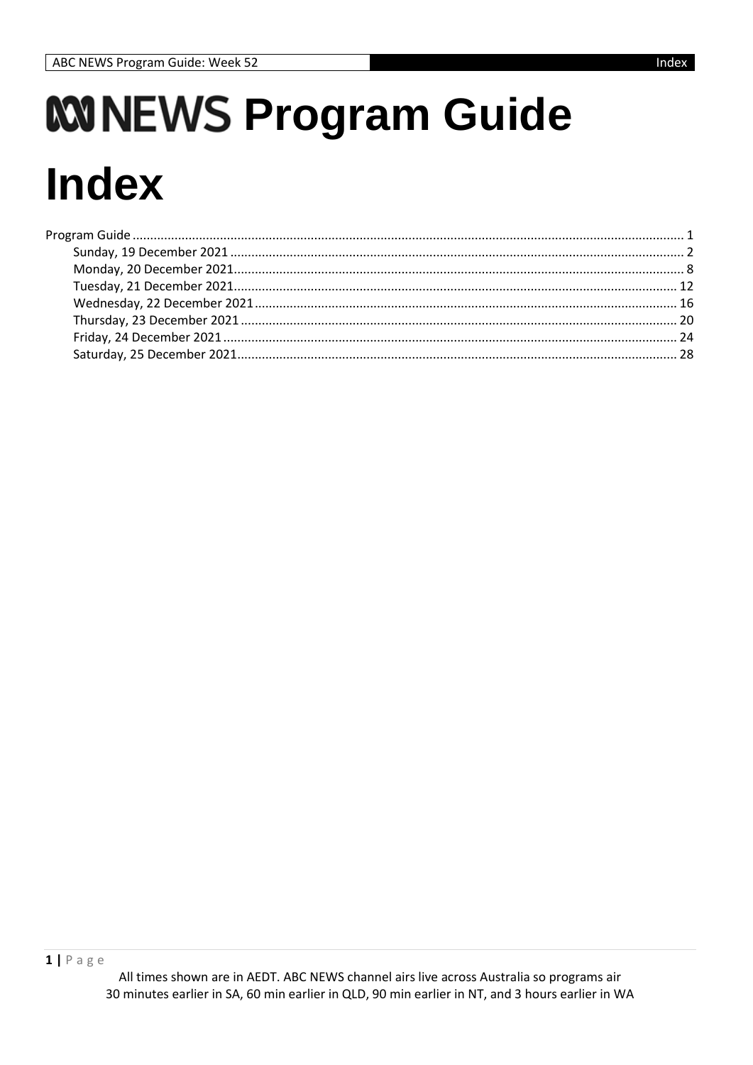# ABC NEWS Program Guide

# Index

Program Guide ........................................................................................................................................... 1
- Sunday, 19 December 2021 ................................................................................................................. 2
- Monday, 20 December 2021................................................................................................................ 8
- Tuesday, 21 December 2021............................................................................................................. 12
- Wednesday, 22 December 2021 ........................................................................................................ 16
- Thursday, 23 December 2021 ........................................................................................................... 20
- Friday, 24 December 2021 ................................................................................................................ 24
- Saturday, 25 December 2021............................................................................................................ 28

All times shown are in AEDT. ABC NEWS channel airs live across Australia so programs air 30 minutes earlier in SA, 60 min earlier in QLD, 90 min earlier in NT, and 3 hours earlier in WA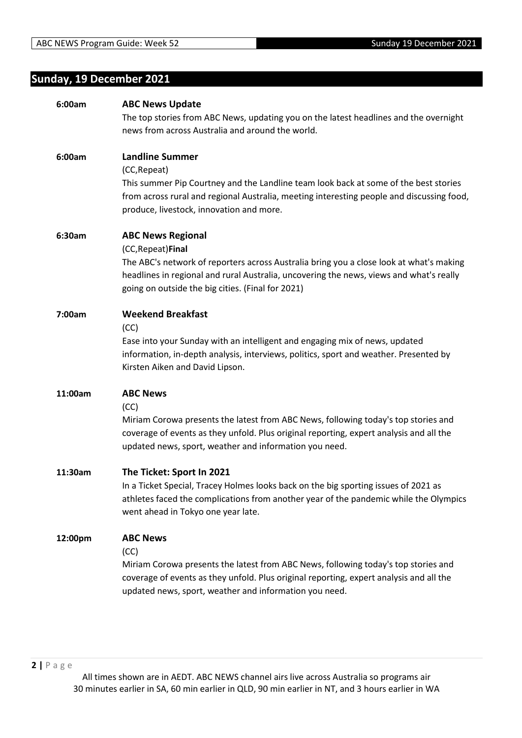## Sunday, 19 December 2021

**6:00am** **ABC News Update**

The top stories from ABC News, updating you on the latest headlines and the overnight news from across Australia and around the world.

**6:00am** **Landline Summer**

(CC,Repeat)

This summer Pip Courtney and the Landline team look back at some of the best stories from across rural and regional Australia, meeting interesting people and discussing food, produce, livestock, innovation and more.

**6:30am** **ABC News Regional**

(CC,Repeat)**Final**

The ABC's network of reporters across Australia bring you a close look at what's making headlines in regional and rural Australia, uncovering the news, views and what's really going on outside the big cities. (Final for 2021)

**7:00am** **Weekend Breakfast**

(CC)

Ease into your Sunday with an intelligent and engaging mix of news, updated information, in-depth analysis, interviews, politics, sport and weather. Presented by Kirsten Aiken and David Lipson.

**11:00am** **ABC News**

(CC)

Miriam Corowa presents the latest from ABC News, following today's top stories and coverage of events as they unfold. Plus original reporting, expert analysis and all the updated news, sport, weather and information you need.

**11:30am** **The Ticket: Sport In 2021**

In a Ticket Special, Tracey Holmes looks back on the big sporting issues of 2021 as athletes faced the complications from another year of the pandemic while the Olympics went ahead in Tokyo one year late.

**12:00pm** **ABC News**

(CC)

Miriam Corowa presents the latest from ABC News, following today's top stories and coverage of events as they unfold. Plus original reporting, expert analysis and all the updated news, sport, weather and information you need.

All times shown are in AEDT. ABC NEWS channel airs live across Australia so programs air 30 minutes earlier in SA, 60 min earlier in QLD, 90 min earlier in NT, and 3 hours earlier in WA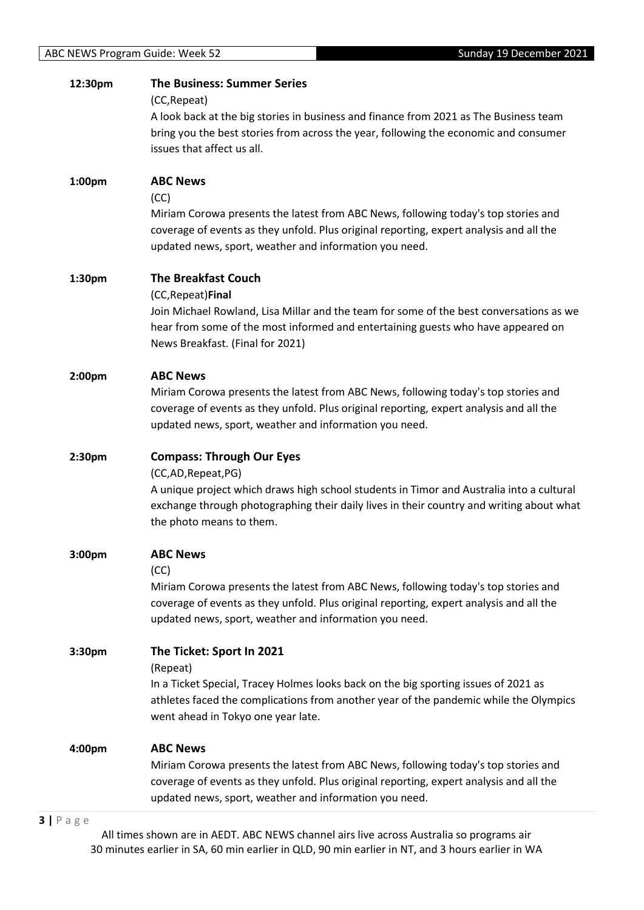**12:30pm** **The Business: Summer Series**

(CC,Repeat)

A look back at the big stories in business and finance from 2021 as The Business team bring you the best stories from across the year, following the economic and consumer issues that affect us all.

**1:00pm** **ABC News**

(CC)

Miriam Corowa presents the latest from ABC News, following today's top stories and coverage of events as they unfold. Plus original reporting, expert analysis and all the updated news, sport, weather and information you need.

**1:30pm** **The Breakfast Couch**

(CC,Repeat)**Final**

Join Michael Rowland, Lisa Millar and the team for some of the best conversations as we hear from some of the most informed and entertaining guests who have appeared on News Breakfast. (Final for 2021)

**2:00pm** **ABC News**

Miriam Corowa presents the latest from ABC News, following today's top stories and coverage of events as they unfold. Plus original reporting, expert analysis and all the updated news, sport, weather and information you need.

**2:30pm** **Compass: Through Our Eyes**

(CC,AD,Repeat,PG)

A unique project which draws high school students in Timor and Australia into a cultural exchange through photographing their daily lives in their country and writing about what the photo means to them.

**3:00pm** **ABC News**

(CC)

Miriam Corowa presents the latest from ABC News, following today's top stories and coverage of events as they unfold. Plus original reporting, expert analysis and all the updated news, sport, weather and information you need.

**3:30pm** **The Ticket: Sport In 2021**

(Repeat)

In a Ticket Special, Tracey Holmes looks back on the big sporting issues of 2021 as athletes faced the complications from another year of the pandemic while the Olympics went ahead in Tokyo one year late.

**4:00pm** **ABC News**

Miriam Corowa presents the latest from ABC News, following today's top stories and coverage of events as they unfold. Plus original reporting, expert analysis and all the updated news, sport, weather and information you need.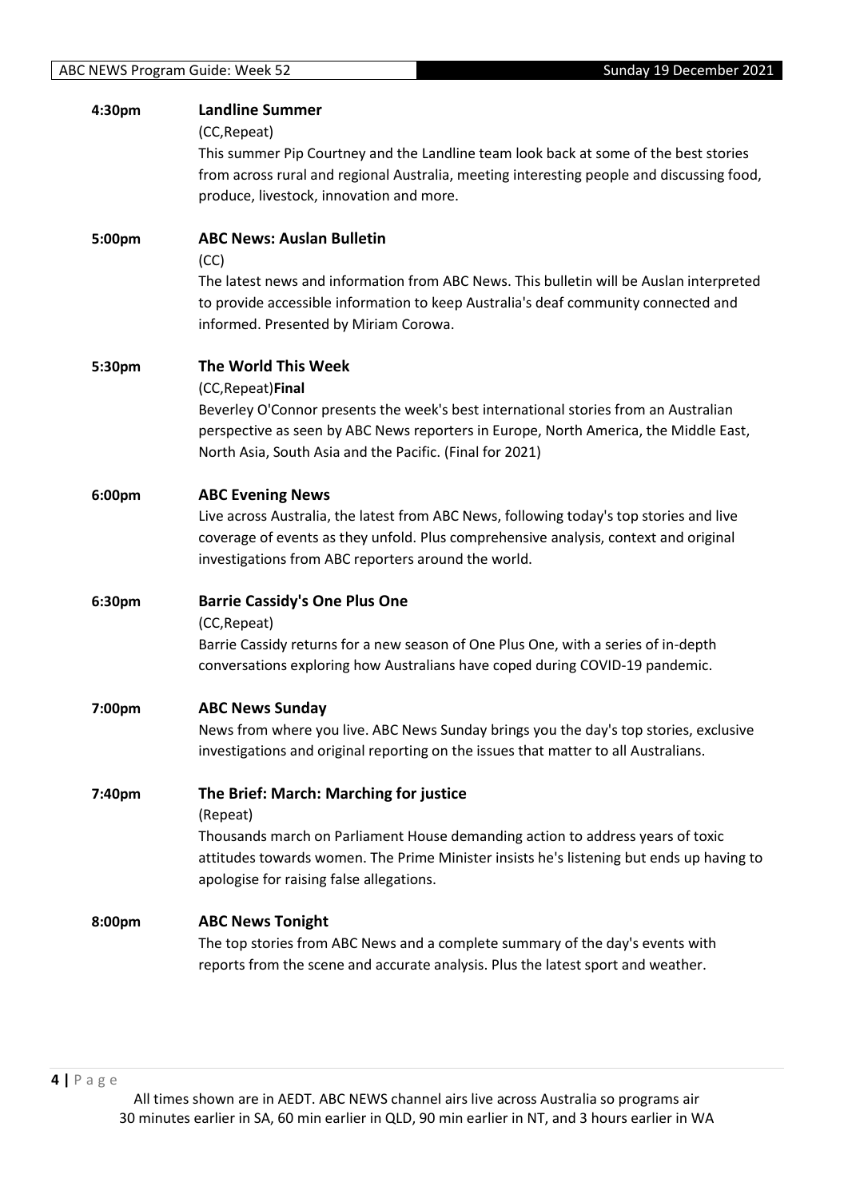**4:30pm** **Landline Summer**

(CC,Repeat)

This summer Pip Courtney and the Landline team look back at some of the best stories from across rural and regional Australia, meeting interesting people and discussing food, produce, livestock, innovation and more.

**5:00pm** **ABC News: Auslan Bulletin**

(CC)

The latest news and information from ABC News. This bulletin will be Auslan interpreted to provide accessible information to keep Australia's deaf community connected and informed. Presented by Miriam Corowa.

**5:30pm** **The World This Week**

(CC,Repeat)**Final**

Beverley O'Connor presents the week's best international stories from an Australian perspective as seen by ABC News reporters in Europe, North America, the Middle East, North Asia, South Asia and the Pacific. (Final for 2021)

**6:00pm** **ABC Evening News**

Live across Australia, the latest from ABC News, following today's top stories and live coverage of events as they unfold. Plus comprehensive analysis, context and original investigations from ABC reporters around the world.

**6:30pm** **Barrie Cassidy's One Plus One**

(CC,Repeat)

Barrie Cassidy returns for a new season of One Plus One, with a series of in-depth conversations exploring how Australians have coped during COVID-19 pandemic.

**7:00pm** **ABC News Sunday**

News from where you live. ABC News Sunday brings you the day's top stories, exclusive investigations and original reporting on the issues that matter to all Australians.

**7:40pm** **The Brief: March: Marching for justice**

(Repeat)

Thousands march on Parliament House demanding action to address years of toxic attitudes towards women. The Prime Minister insists he's listening but ends up having to apologise for raising false allegations.

**8:00pm** **ABC News Tonight**

The top stories from ABC News and a complete summary of the day's events with reports from the scene and accurate analysis. Plus the latest sport and weather.

All times shown are in AEDT. ABC NEWS channel airs live across Australia so programs air 30 minutes earlier in SA, 60 min earlier in QLD, 90 min earlier in NT, and 3 hours earlier in WA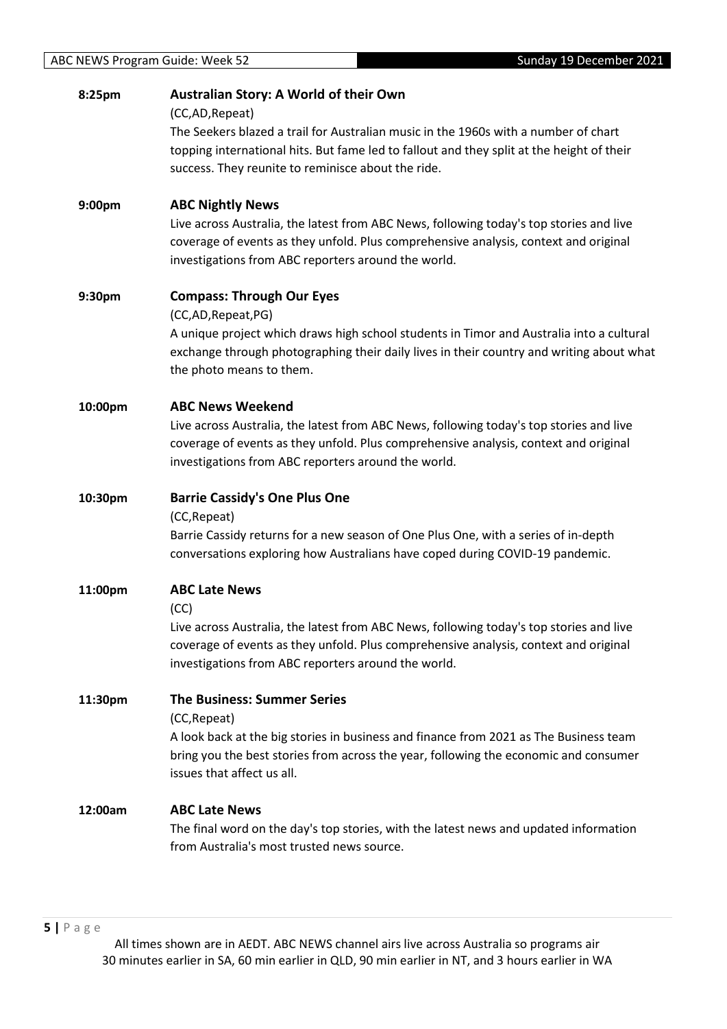**8:25pm** **Australian Story: A World of their Own**
(CC,AD,Repeat)
The Seekers blazed a trail for Australian music in the 1960s with a number of chart topping international hits. But fame led to fallout and they split at the height of their success. They reunite to reminisce about the ride.

**9:00pm** **ABC Nightly News**
Live across Australia, the latest from ABC News, following today's top stories and live coverage of events as they unfold. Plus comprehensive analysis, context and original investigations from ABC reporters around the world.

**9:30pm** **Compass: Through Our Eyes**
(CC,AD,Repeat,PG)
A unique project which draws high school students in Timor and Australia into a cultural exchange through photographing their daily lives in their country and writing about what the photo means to them.

**10:00pm** **ABC News Weekend**
Live across Australia, the latest from ABC News, following today's top stories and live coverage of events as they unfold. Plus comprehensive analysis, context and original investigations from ABC reporters around the world.

**10:30pm** **Barrie Cassidy's One Plus One**
(CC,Repeat)
Barrie Cassidy returns for a new season of One Plus One, with a series of in-depth conversations exploring how Australians have coped during COVID-19 pandemic.

**11:00pm** **ABC Late News**
(CC)
Live across Australia, the latest from ABC News, following today's top stories and live coverage of events as they unfold. Plus comprehensive analysis, context and original investigations from ABC reporters around the world.

**11:30pm** **The Business: Summer Series**
(CC,Repeat)
A look back at the big stories in business and finance from 2021 as The Business team bring you the best stories from across the year, following the economic and consumer issues that affect us all.

**12:00am** **ABC Late News**
The final word on the day's top stories, with the latest news and updated information from Australia's most trusted news source.

All times shown are in AEDT. ABC NEWS channel airs live across Australia so programs air 30 minutes earlier in SA, 60 min earlier in QLD, 90 min earlier in NT, and 3 hours earlier in WA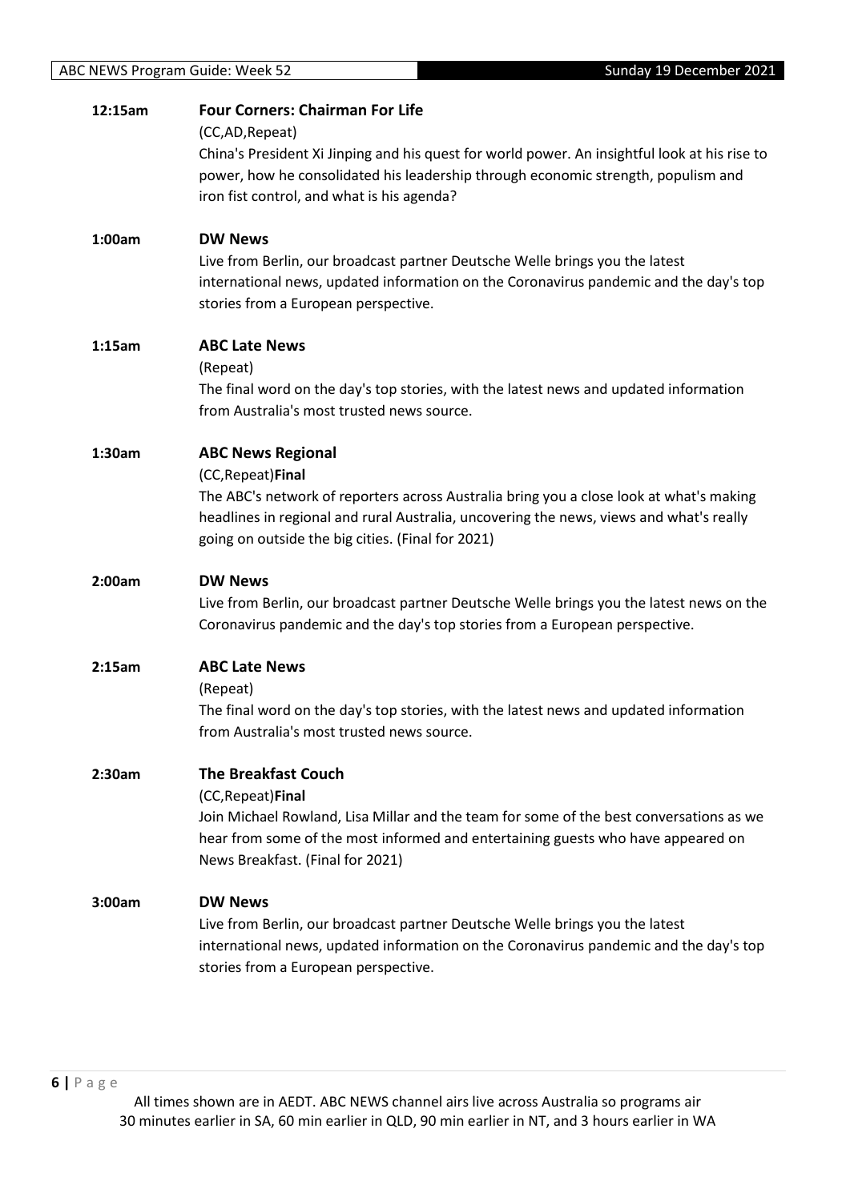**12:15am** **Four Corners: Chairman For Life**

(CC,AD,Repeat)

China's President Xi Jinping and his quest for world power. An insightful look at his rise to power, how he consolidated his leadership through economic strength, populism and iron fist control, and what is his agenda?

**1:00am** **DW News**

Live from Berlin, our broadcast partner Deutsche Welle brings you the latest international news, updated information on the Coronavirus pandemic and the day's top stories from a European perspective.

**1:15am** **ABC Late News**

(Repeat)

The final word on the day's top stories, with the latest news and updated information from Australia's most trusted news source.

**1:30am** **ABC News Regional**

(CC,Repeat)**Final**

The ABC's network of reporters across Australia bring you a close look at what's making headlines in regional and rural Australia, uncovering the news, views and what's really going on outside the big cities. (Final for 2021)

**2:00am** **DW News**

Live from Berlin, our broadcast partner Deutsche Welle brings you the latest news on the Coronavirus pandemic and the day's top stories from a European perspective.

**2:15am** **ABC Late News**

(Repeat)

The final word on the day's top stories, with the latest news and updated information from Australia's most trusted news source.

**2:30am** **The Breakfast Couch**

(CC,Repeat)**Final**

Join Michael Rowland, Lisa Millar and the team for some of the best conversations as we hear from some of the most informed and entertaining guests who have appeared on News Breakfast. (Final for 2021)

**3:00am** **DW News**

Live from Berlin, our broadcast partner Deutsche Welle brings you the latest international news, updated information on the Coronavirus pandemic and the day's top stories from a European perspective.

All times shown are in AEDT. ABC NEWS channel airs live across Australia so programs air 30 minutes earlier in SA, 60 min earlier in QLD, 90 min earlier in NT, and 3 hours earlier in WA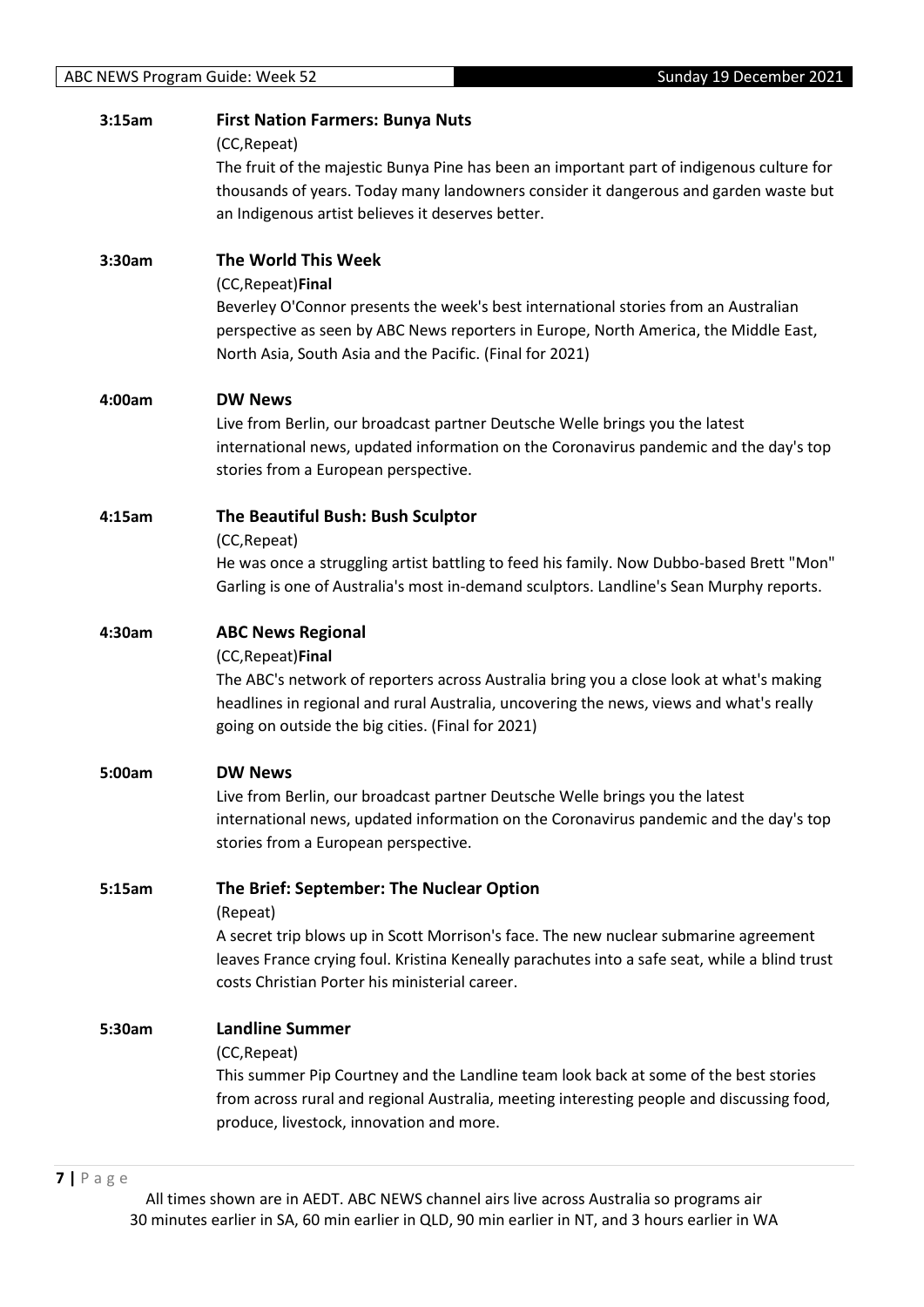**3:15am** **First Nation Farmers: Bunya Nuts**

(CC,Repeat)

The fruit of the majestic Bunya Pine has been an important part of indigenous culture for thousands of years. Today many landowners consider it dangerous and garden waste but an Indigenous artist believes it deserves better.

**3:30am** **The World This Week**

(CC,Repeat)**Final**

Beverley O'Connor presents the week's best international stories from an Australian perspective as seen by ABC News reporters in Europe, North America, the Middle East, North Asia, South Asia and the Pacific. (Final for 2021)

**4:00am** **DW News**

Live from Berlin, our broadcast partner Deutsche Welle brings you the latest international news, updated information on the Coronavirus pandemic and the day's top stories from a European perspective.

**4:15am** **The Beautiful Bush: Bush Sculptor**

(CC,Repeat)

He was once a struggling artist battling to feed his family. Now Dubbo-based Brett "Mon" Garling is one of Australia's most in-demand sculptors. Landline's Sean Murphy reports.

**4:30am** **ABC News Regional**

(CC,Repeat)**Final**

The ABC's network of reporters across Australia bring you a close look at what's making headlines in regional and rural Australia, uncovering the news, views and what's really going on outside the big cities. (Final for 2021)

**5:00am** **DW News**

Live from Berlin, our broadcast partner Deutsche Welle brings you the latest international news, updated information on the Coronavirus pandemic and the day's top stories from a European perspective.

**5:15am** **The Brief: September: The Nuclear Option**

(Repeat)

A secret trip blows up in Scott Morrison's face. The new nuclear submarine agreement leaves France crying foul. Kristina Keneally parachutes into a safe seat, while a blind trust costs Christian Porter his ministerial career.

**5:30am** **Landline Summer**

(CC,Repeat)

This summer Pip Courtney and the Landline team look back at some of the best stories from across rural and regional Australia, meeting interesting people and discussing food, produce, livestock, innovation and more.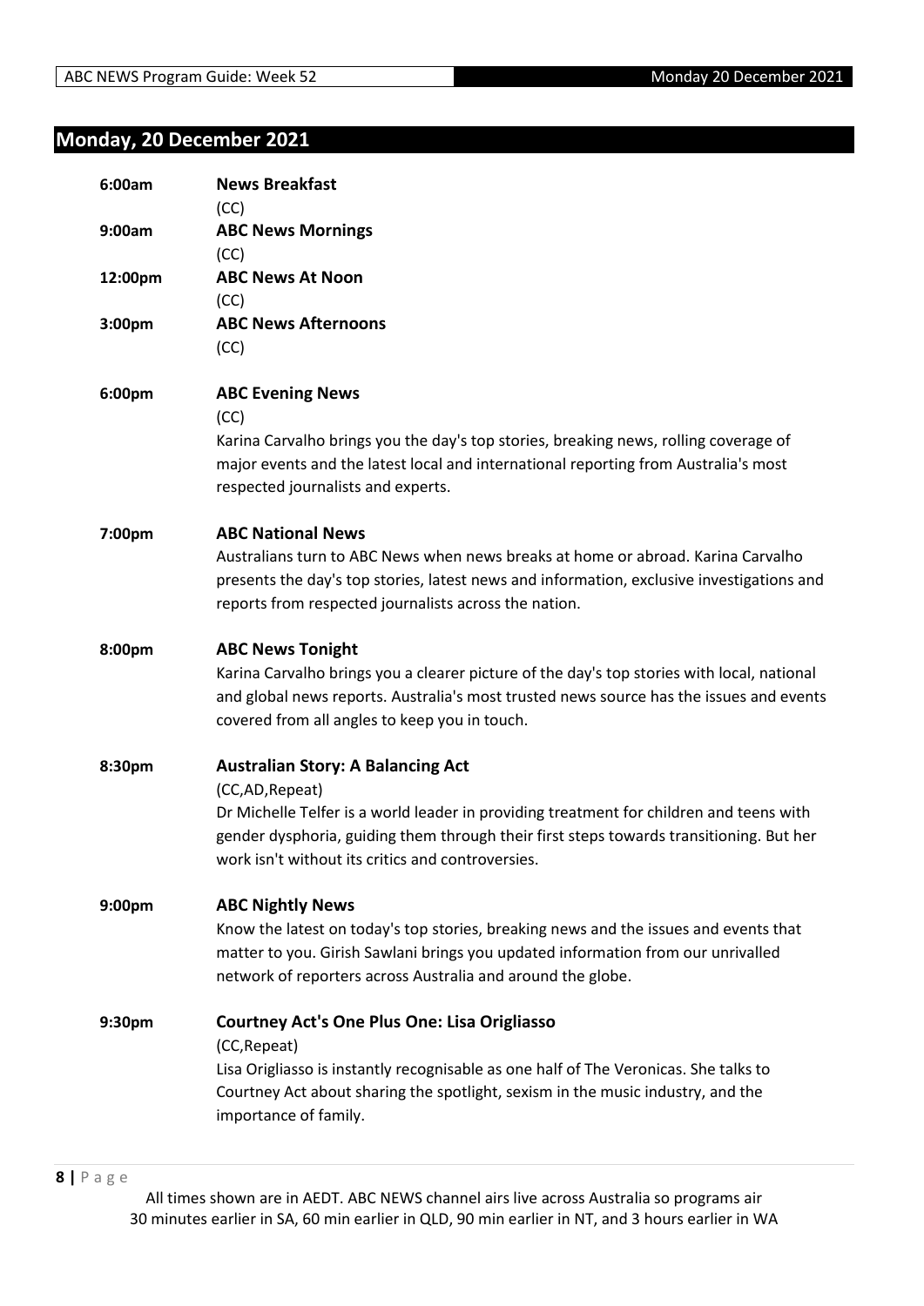## Monday, 20 December 2021

**6:00am** **News Breakfast**
(CC)

**9:00am** **ABC News Mornings**
(CC)

**12:00pm** **ABC News At Noon**
(CC)

**3:00pm** **ABC News Afternoons**
(CC)

**6:00pm** **ABC Evening News**
(CC)
Karina Carvalho brings you the day's top stories, breaking news, rolling coverage of major events and the latest local and international reporting from Australia's most respected journalists and experts.

**7:00pm** **ABC National News**
Australians turn to ABC News when news breaks at home or abroad. Karina Carvalho presents the day's top stories, latest news and information, exclusive investigations and reports from respected journalists across the nation.

**8:00pm** **ABC News Tonight**
Karina Carvalho brings you a clearer picture of the day's top stories with local, national and global news reports. Australia's most trusted news source has the issues and events covered from all angles to keep you in touch.

**8:30pm** **Australian Story: A Balancing Act**
(CC,AD,Repeat)
Dr Michelle Telfer is a world leader in providing treatment for children and teens with gender dysphoria, guiding them through their first steps towards transitioning. But her work isn't without its critics and controversies.

**9:00pm** **ABC Nightly News**
Know the latest on today's top stories, breaking news and the issues and events that matter to you. Girish Sawlani brings you updated information from our unrivalled network of reporters across Australia and around the globe.

**9:30pm** **Courtney Act's One Plus One: Lisa Origliasso**
(CC,Repeat)
Lisa Origliasso is instantly recognisable as one half of The Veronicas. She talks to Courtney Act about sharing the spotlight, sexism in the music industry, and the importance of family.

All times shown are in AEDT. ABC NEWS channel airs live across Australia so programs air 30 minutes earlier in SA, 60 min earlier in QLD, 90 min earlier in NT, and 3 hours earlier in WA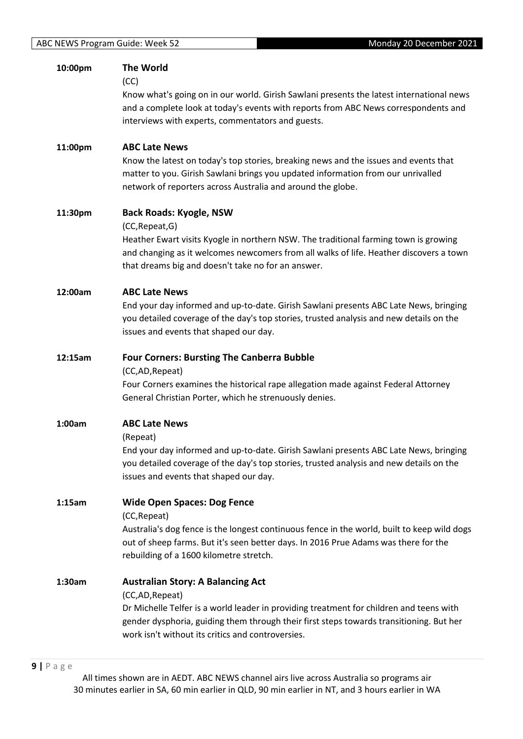**10:00pm** **The World**

(CC)

Know what's going on in our world. Girish Sawlani presents the latest international news and a complete look at today's events with reports from ABC News correspondents and interviews with experts, commentators and guests.

**11:00pm** **ABC Late News**

Know the latest on today's top stories, breaking news and the issues and events that matter to you. Girish Sawlani brings you updated information from our unrivalled network of reporters across Australia and around the globe.

**11:30pm** **Back Roads: Kyogle, NSW**

(CC,Repeat,G)

Heather Ewart visits Kyogle in northern NSW. The traditional farming town is growing and changing as it welcomes newcomers from all walks of life. Heather discovers a town that dreams big and doesn't take no for an answer.

**12:00am** **ABC Late News**

End your day informed and up-to-date. Girish Sawlani presents ABC Late News, bringing you detailed coverage of the day's top stories, trusted analysis and new details on the issues and events that shaped our day.

**12:15am** **Four Corners: Bursting The Canberra Bubble**

(CC,AD,Repeat)

Four Corners examines the historical rape allegation made against Federal Attorney General Christian Porter, which he strenuously denies.

**1:00am** **ABC Late News**

(Repeat)

End your day informed and up-to-date. Girish Sawlani presents ABC Late News, bringing you detailed coverage of the day's top stories, trusted analysis and new details on the issues and events that shaped our day.

**1:15am** **Wide Open Spaces: Dog Fence**

(CC,Repeat)

Australia's dog fence is the longest continuous fence in the world, built to keep wild dogs out of sheep farms. But it's seen better days. In 2016 Prue Adams was there for the rebuilding of a 1600 kilometre stretch.

**1:30am** **Australian Story: A Balancing Act**

(CC,AD,Repeat)

Dr Michelle Telfer is a world leader in providing treatment for children and teens with gender dysphoria, guiding them through their first steps towards transitioning. But her work isn't without its critics and controversies.

All times shown are in AEDT. ABC NEWS channel airs live across Australia so programs air 30 minutes earlier in SA, 60 min earlier in QLD, 90 min earlier in NT, and 3 hours earlier in WA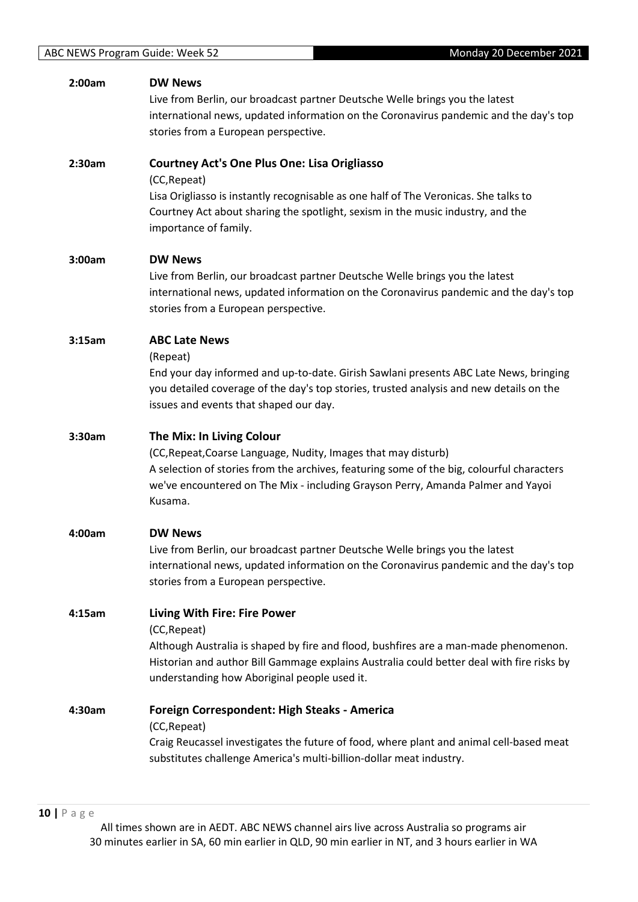**2:00am** **DW News**

Live from Berlin, our broadcast partner Deutsche Welle brings you the latest international news, updated information on the Coronavirus pandemic and the day's top stories from a European perspective.

**2:30am** **Courtney Act's One Plus One: Lisa Origliasso**

(CC,Repeat)

Lisa Origliasso is instantly recognisable as one half of The Veronicas. She talks to Courtney Act about sharing the spotlight, sexism in the music industry, and the importance of family.

**3:00am** **DW News**

Live from Berlin, our broadcast partner Deutsche Welle brings you the latest international news, updated information on the Coronavirus pandemic and the day's top stories from a European perspective.

**3:15am** **ABC Late News**

(Repeat)

End your day informed and up-to-date. Girish Sawlani presents ABC Late News, bringing you detailed coverage of the day's top stories, trusted analysis and new details on the issues and events that shaped our day.

**3:30am** **The Mix: In Living Colour**

(CC,Repeat,Coarse Language, Nudity, Images that may disturb)

A selection of stories from the archives, featuring some of the big, colourful characters we've encountered on The Mix - including Grayson Perry, Amanda Palmer and Yayoi Kusama.

**4:00am** **DW News**

Live from Berlin, our broadcast partner Deutsche Welle brings you the latest international news, updated information on the Coronavirus pandemic and the day's top stories from a European perspective.

**4:15am** **Living With Fire: Fire Power**

(CC,Repeat)

Although Australia is shaped by fire and flood, bushfires are a man-made phenomenon. Historian and author Bill Gammage explains Australia could better deal with fire risks by understanding how Aboriginal people used it.

**4:30am** **Foreign Correspondent: High Steaks - America**

(CC,Repeat)

Craig Reucassel investigates the future of food, where plant and animal cell-based meat substitutes challenge America's multi-billion-dollar meat industry.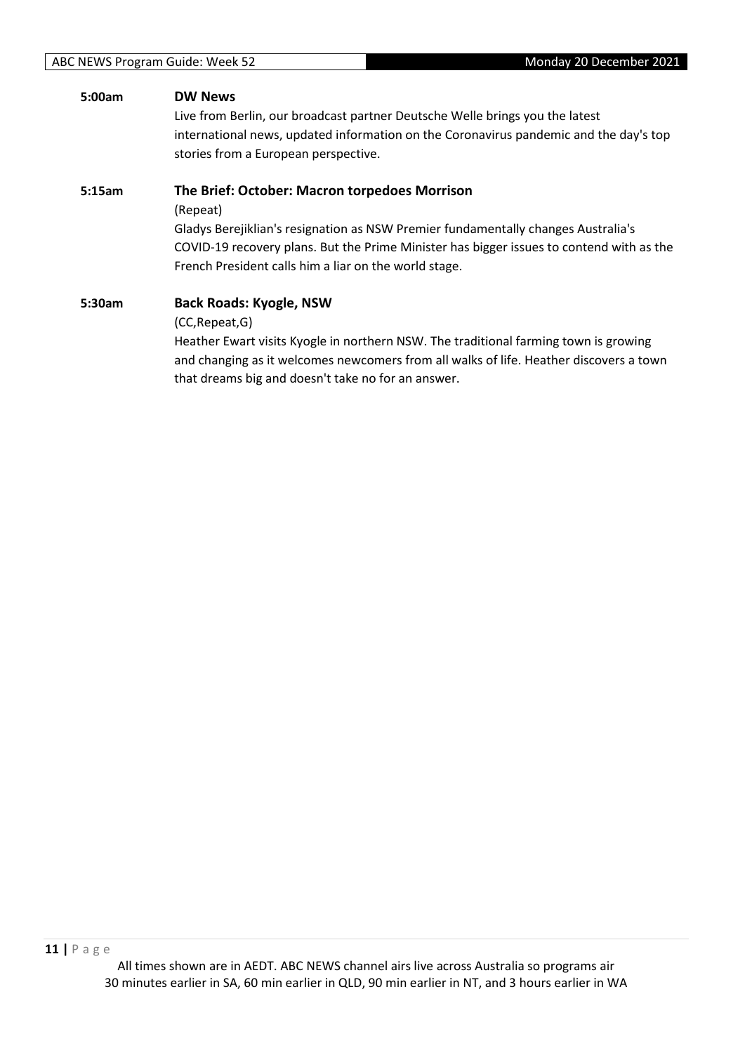**5:00am** **DW News**

Live from Berlin, our broadcast partner Deutsche Welle brings you the latest international news, updated information on the Coronavirus pandemic and the day's top stories from a European perspective.

**5:15am** **The Brief: October: Macron torpedoes Morrison**

(Repeat)

Gladys Berejiklian's resignation as NSW Premier fundamentally changes Australia's COVID-19 recovery plans. But the Prime Minister has bigger issues to contend with as the French President calls him a liar on the world stage.

**5:30am** **Back Roads: Kyogle, NSW**

(CC,Repeat,G)

Heather Ewart visits Kyogle in northern NSW. The traditional farming town is growing and changing as it welcomes newcomers from all walks of life. Heather discovers a town that dreams big and doesn't take no for an answer.

All times shown are in AEDT. ABC NEWS channel airs live across Australia so programs air 30 minutes earlier in SA, 60 min earlier in QLD, 90 min earlier in NT, and 3 hours earlier in WA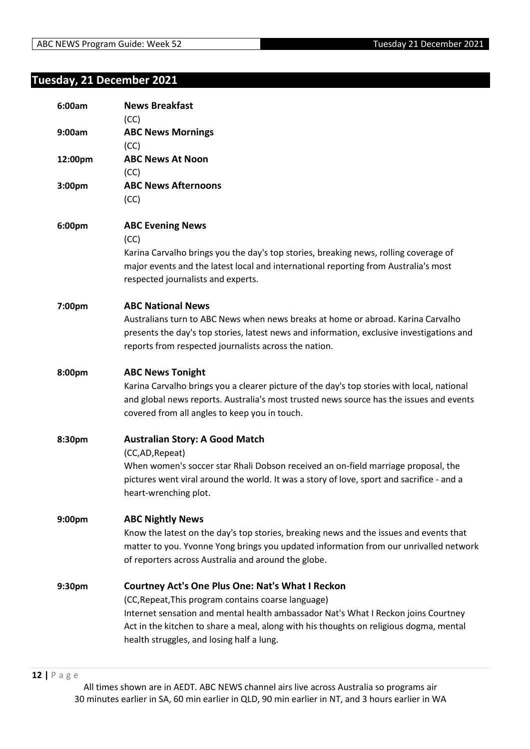## Tuesday, 21 December 2021

**6:00am** **News Breakfast**
(CC)

**9:00am** **ABC News Mornings**
(CC)

**12:00pm** **ABC News At Noon**
(CC)

**3:00pm** **ABC News Afternoons**
(CC)

**6:00pm** **ABC Evening News**
(CC)
Karina Carvalho brings you the day's top stories, breaking news, rolling coverage of major events and the latest local and international reporting from Australia's most respected journalists and experts.

**7:00pm** **ABC National News**
Australians turn to ABC News when news breaks at home or abroad. Karina Carvalho presents the day's top stories, latest news and information, exclusive investigations and reports from respected journalists across the nation.

**8:00pm** **ABC News Tonight**
Karina Carvalho brings you a clearer picture of the day's top stories with local, national and global news reports. Australia's most trusted news source has the issues and events covered from all angles to keep you in touch.

**8:30pm** **Australian Story: A Good Match**
(CC,AD,Repeat)
When women's soccer star Rhali Dobson received an on-field marriage proposal, the pictures went viral around the world. It was a story of love, sport and sacrifice - and a heart-wrenching plot.

**9:00pm** **ABC Nightly News**
Know the latest on the day's top stories, breaking news and the issues and events that matter to you. Yvonne Yong brings you updated information from our unrivalled network of reporters across Australia and around the globe.

**9:30pm** **Courtney Act's One Plus One: Nat's What I Reckon**
(CC,Repeat,This program contains coarse language)
Internet sensation and mental health ambassador Nat's What I Reckon joins Courtney Act in the kitchen to share a meal, along with his thoughts on religious dogma, mental health struggles, and losing half a lung.

All times shown are in AEDT. ABC NEWS channel airs live across Australia so programs air 30 minutes earlier in SA, 60 min earlier in QLD, 90 min earlier in NT, and 3 hours earlier in WA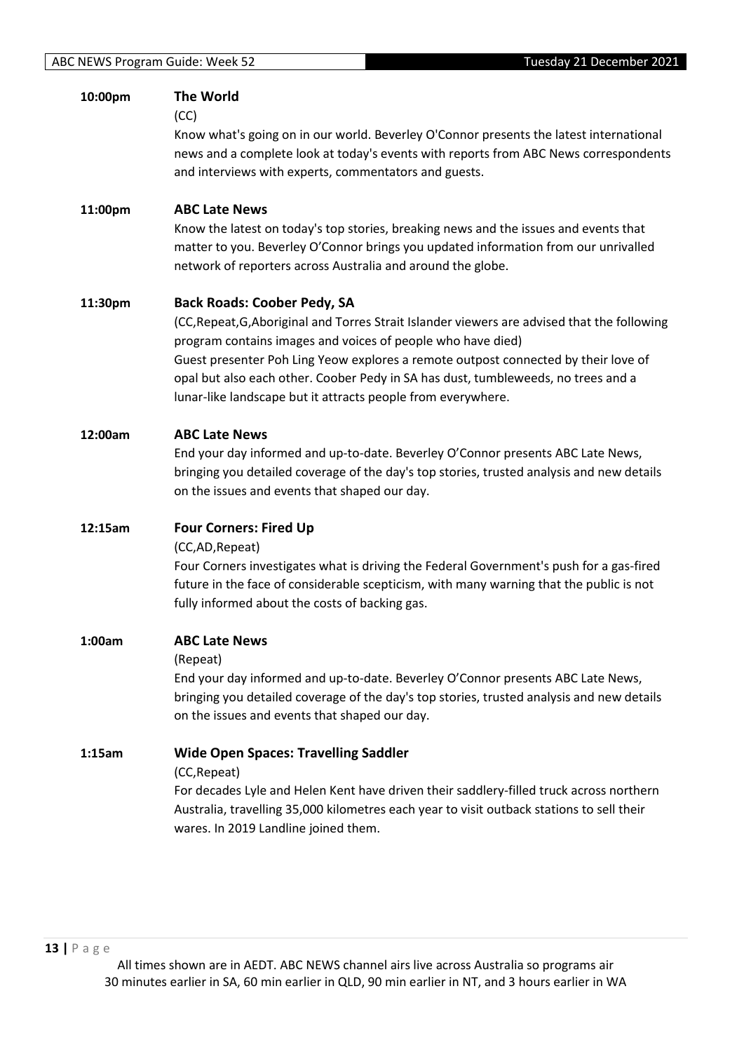**10:00pm** **The World**

(CC)

Know what's going on in our world. Beverley O'Connor presents the latest international news and a complete look at today's events with reports from ABC News correspondents and interviews with experts, commentators and guests.

**11:00pm** **ABC Late News**

Know the latest on today's top stories, breaking news and the issues and events that matter to you. Beverley O'Connor brings you updated information from our unrivalled network of reporters across Australia and around the globe.

**11:30pm** **Back Roads: Coober Pedy, SA**

(CC,Repeat,G,Aboriginal and Torres Strait Islander viewers are advised that the following program contains images and voices of people who have died)

Guest presenter Poh Ling Yeow explores a remote outpost connected by their love of opal but also each other. Coober Pedy in SA has dust, tumbleweeds, no trees and a lunar-like landscape but it attracts people from everywhere.

**12:00am** **ABC Late News**

End your day informed and up-to-date. Beverley O'Connor presents ABC Late News, bringing you detailed coverage of the day's top stories, trusted analysis and new details on the issues and events that shaped our day.

**12:15am** **Four Corners: Fired Up**

(CC,AD,Repeat)

Four Corners investigates what is driving the Federal Government's push for a gas-fired future in the face of considerable scepticism, with many warning that the public is not fully informed about the costs of backing gas.

**1:00am** **ABC Late News**

(Repeat)

End your day informed and up-to-date. Beverley O'Connor presents ABC Late News, bringing you detailed coverage of the day's top stories, trusted analysis and new details on the issues and events that shaped our day.

**1:15am** **Wide Open Spaces: Travelling Saddler**

(CC,Repeat)

For decades Lyle and Helen Kent have driven their saddlery-filled truck across northern Australia, travelling 35,000 kilometres each year to visit outback stations to sell their wares. In 2019 Landline joined them.

All times shown are in AEDT. ABC NEWS channel airs live across Australia so programs air 30 minutes earlier in SA, 60 min earlier in QLD, 90 min earlier in NT, and 3 hours earlier in WA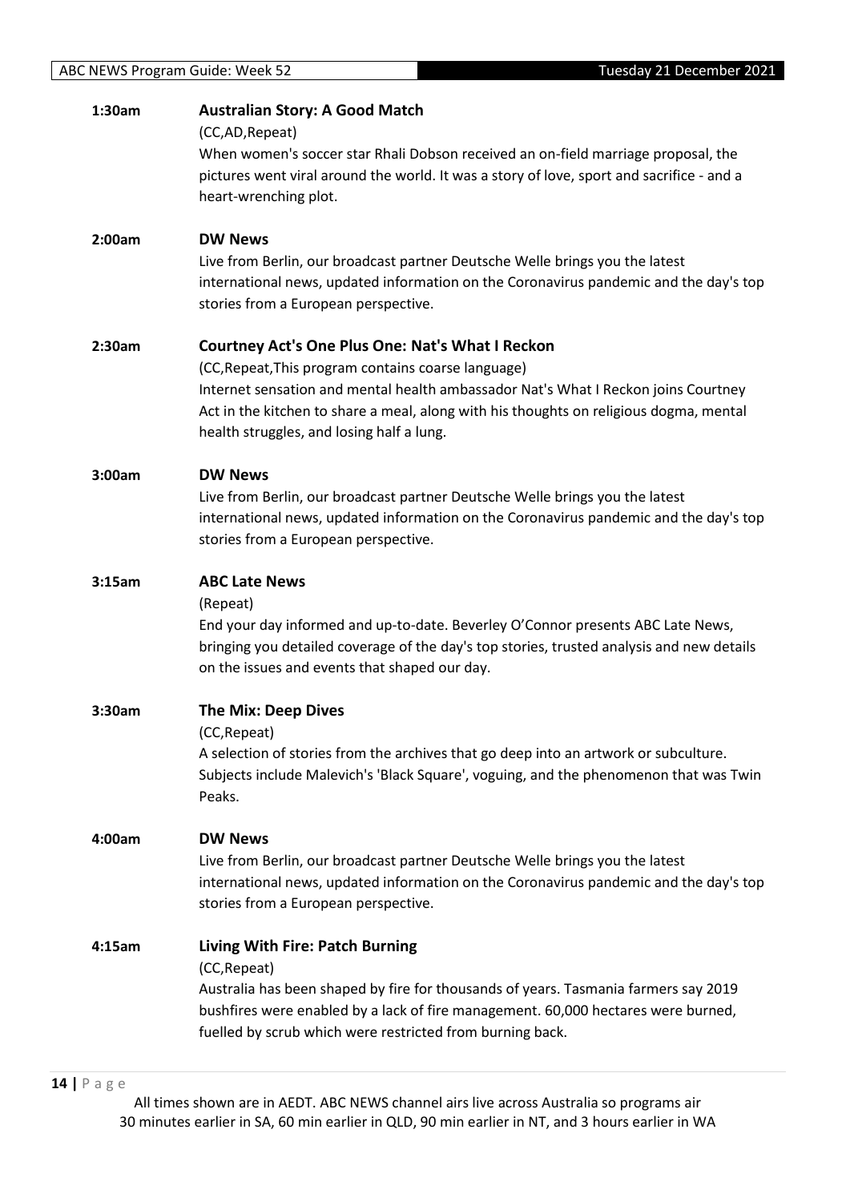**1:30am** **Australian Story: A Good Match**

(CC,AD,Repeat)

When women's soccer star Rhali Dobson received an on-field marriage proposal, the pictures went viral around the world. It was a story of love, sport and sacrifice - and a heart-wrenching plot.

**2:00am** **DW News**

Live from Berlin, our broadcast partner Deutsche Welle brings you the latest international news, updated information on the Coronavirus pandemic and the day's top stories from a European perspective.

**2:30am** **Courtney Act's One Plus One: Nat's What I Reckon**

(CC,Repeat,This program contains coarse language)

Internet sensation and mental health ambassador Nat's What I Reckon joins Courtney Act in the kitchen to share a meal, along with his thoughts on religious dogma, mental health struggles, and losing half a lung.

**3:00am** **DW News**

Live from Berlin, our broadcast partner Deutsche Welle brings you the latest international news, updated information on the Coronavirus pandemic and the day's top stories from a European perspective.

**3:15am** **ABC Late News**

(Repeat)

End your day informed and up-to-date. Beverley O'Connor presents ABC Late News, bringing you detailed coverage of the day's top stories, trusted analysis and new details on the issues and events that shaped our day.

**3:30am** **The Mix: Deep Dives**

(CC,Repeat)

A selection of stories from the archives that go deep into an artwork or subculture. Subjects include Malevich's 'Black Square', voguing, and the phenomenon that was Twin Peaks.

**4:00am** **DW News**

Live from Berlin, our broadcast partner Deutsche Welle brings you the latest international news, updated information on the Coronavirus pandemic and the day's top stories from a European perspective.

**4:15am** **Living With Fire: Patch Burning**

(CC,Repeat)

Australia has been shaped by fire for thousands of years. Tasmania farmers say 2019 bushfires were enabled by a lack of fire management. 60,000 hectares were burned, fuelled by scrub which were restricted from burning back.

All times shown are in AEDT. ABC NEWS channel airs live across Australia so programs air 30 minutes earlier in SA, 60 min earlier in QLD, 90 min earlier in NT, and 3 hours earlier in WA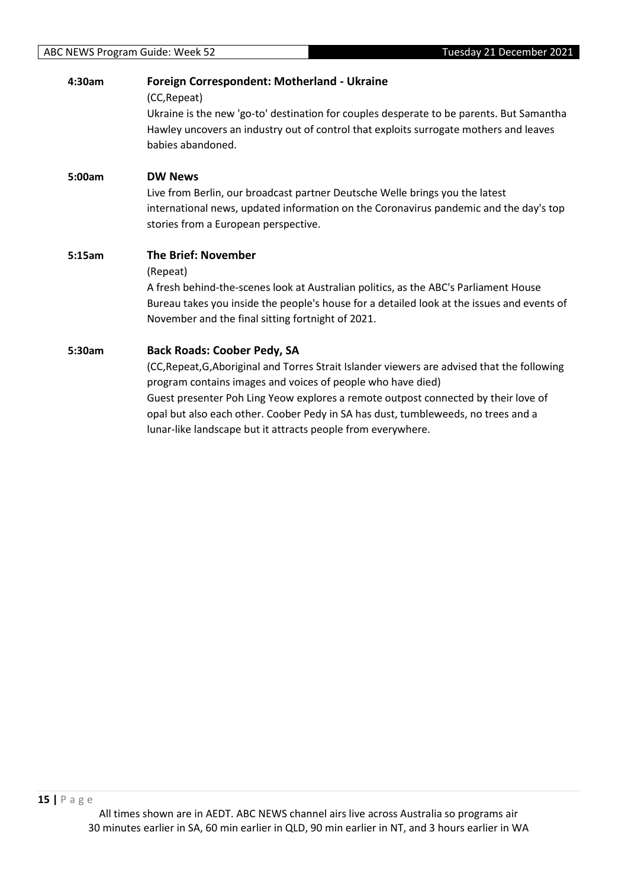**4:30am** **Foreign Correspondent: Motherland - Ukraine**

(CC,Repeat)

Ukraine is the new 'go-to' destination for couples desperate to be parents. But Samantha Hawley uncovers an industry out of control that exploits surrogate mothers and leaves babies abandoned.

**5:00am** **DW News**

Live from Berlin, our broadcast partner Deutsche Welle brings you the latest international news, updated information on the Coronavirus pandemic and the day's top stories from a European perspective.

**5:15am** **The Brief: November**

(Repeat)

A fresh behind-the-scenes look at Australian politics, as the ABC's Parliament House Bureau takes you inside the people's house for a detailed look at the issues and events of November and the final sitting fortnight of 2021.

**5:30am** **Back Roads: Coober Pedy, SA**

(CC,Repeat,G,Aboriginal and Torres Strait Islander viewers are advised that the following program contains images and voices of people who have died)

Guest presenter Poh Ling Yeow explores a remote outpost connected by their love of opal but also each other. Coober Pedy in SA has dust, tumbleweeds, no trees and a lunar-like landscape but it attracts people from everywhere.

All times shown are in AEDT. ABC NEWS channel airs live across Australia so programs air 30 minutes earlier in SA, 60 min earlier in QLD, 90 min earlier in NT, and 3 hours earlier in WA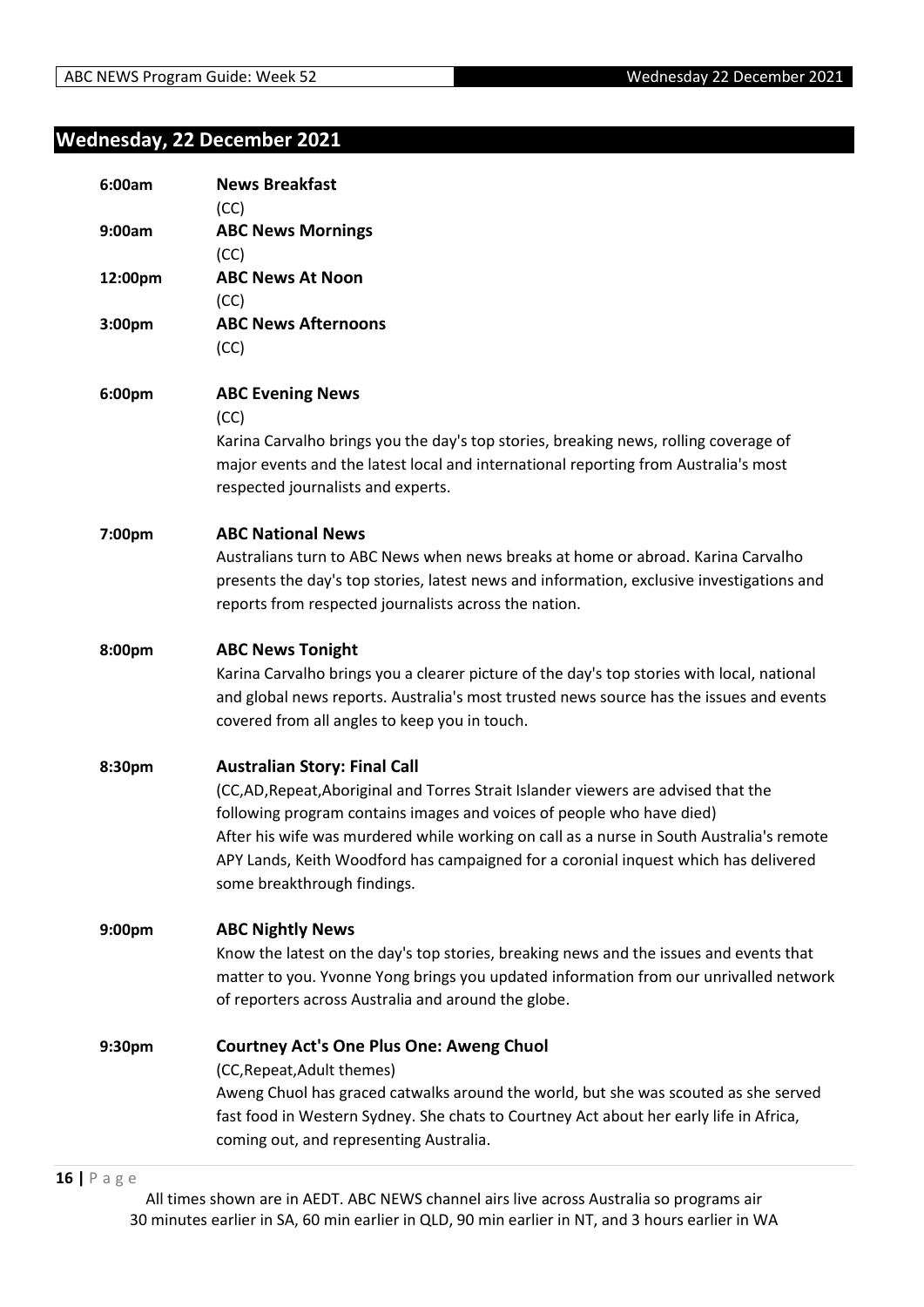## Wednesday, 22 December 2021

**6:00am** **News Breakfast**
(CC)

**9:00am** **ABC News Mornings**
(CC)

**12:00pm** **ABC News At Noon**
(CC)

**3:00pm** **ABC News Afternoons**
(CC)

**6:00pm** **ABC Evening News**
(CC)
Karina Carvalho brings you the day's top stories, breaking news, rolling coverage of major events and the latest local and international reporting from Australia's most respected journalists and experts.

**7:00pm** **ABC National News**
Australians turn to ABC News when news breaks at home or abroad. Karina Carvalho presents the day's top stories, latest news and information, exclusive investigations and reports from respected journalists across the nation.

**8:00pm** **ABC News Tonight**
Karina Carvalho brings you a clearer picture of the day's top stories with local, national and global news reports. Australia's most trusted news source has the issues and events covered from all angles to keep you in touch.

**8:30pm** **Australian Story: Final Call**
(CC,AD,Repeat,Aboriginal and Torres Strait Islander viewers are advised that the following program contains images and voices of people who have died)
After his wife was murdered while working on call as a nurse in South Australia's remote APY Lands, Keith Woodford has campaigned for a coronial inquest which has delivered some breakthrough findings.

**9:00pm** **ABC Nightly News**
Know the latest on the day's top stories, breaking news and the issues and events that matter to you. Yvonne Yong brings you updated information from our unrivalled network of reporters across Australia and around the globe.

**9:30pm** **Courtney Act's One Plus One: Aweng Chuol**
(CC,Repeat,Adult themes)
Aweng Chuol has graced catwalks around the world, but she was scouted as she served fast food in Western Sydney. She chats to Courtney Act about her early life in Africa, coming out, and representing Australia.

All times shown are in AEDT. ABC NEWS channel airs live across Australia so programs air 30 minutes earlier in SA, 60 min earlier in QLD, 90 min earlier in NT, and 3 hours earlier in WA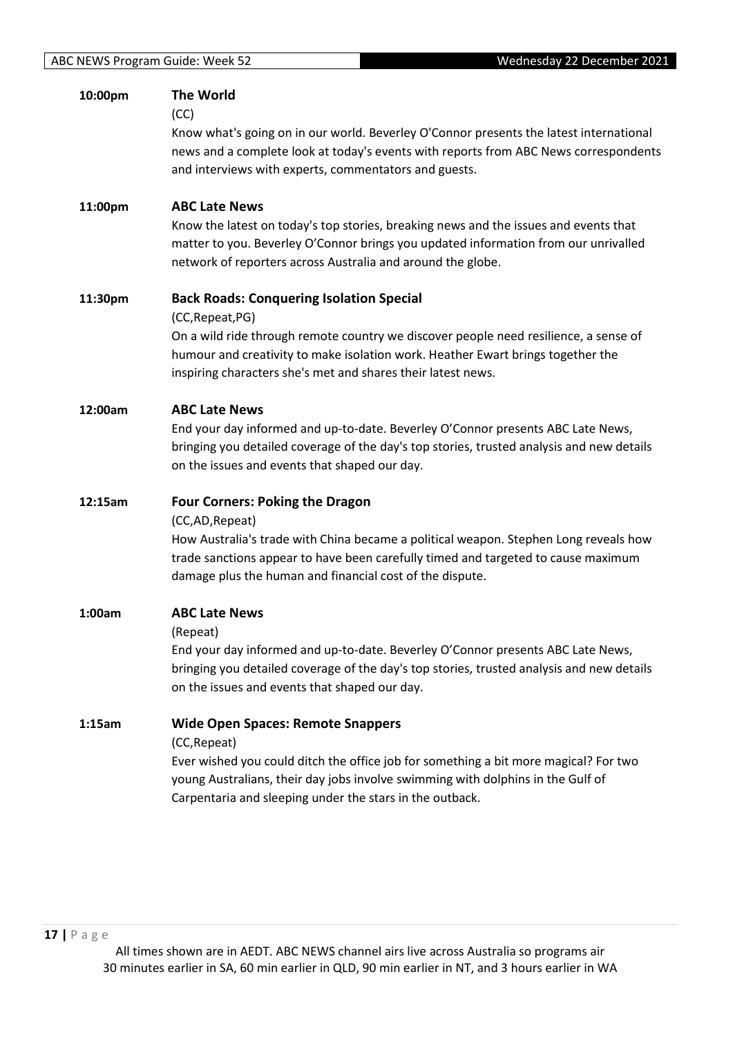**10:00pm** **The World**

(CC)

Know what's going on in our world. Beverley O'Connor presents the latest international news and a complete look at today's events with reports from ABC News correspondents and interviews with experts, commentators and guests.

**11:00pm** **ABC Late News**

Know the latest on today's top stories, breaking news and the issues and events that matter to you. Beverley O'Connor brings you updated information from our unrivalled network of reporters across Australia and around the globe.

**11:30pm** **Back Roads: Conquering Isolation Special**

(CC,Repeat,PG)

On a wild ride through remote country we discover people need resilience, a sense of humour and creativity to make isolation work. Heather Ewart brings together the inspiring characters she's met and shares their latest news.

**12:00am** **ABC Late News**

End your day informed and up-to-date. Beverley O'Connor presents ABC Late News, bringing you detailed coverage of the day's top stories, trusted analysis and new details on the issues and events that shaped our day.

**12:15am** **Four Corners: Poking the Dragon**

(CC,AD,Repeat)

How Australia's trade with China became a political weapon. Stephen Long reveals how trade sanctions appear to have been carefully timed and targeted to cause maximum damage plus the human and financial cost of the dispute.

**1:00am** **ABC Late News**

(Repeat)

End your day informed and up-to-date. Beverley O'Connor presents ABC Late News, bringing you detailed coverage of the day's top stories, trusted analysis and new details on the issues and events that shaped our day.

**1:15am** **Wide Open Spaces: Remote Snappers**

(CC,Repeat)

Ever wished you could ditch the office job for something a bit more magical? For two young Australians, their day jobs involve swimming with dolphins in the Gulf of Carpentaria and sleeping under the stars in the outback.

All times shown are in AEDT. ABC NEWS channel airs live across Australia so programs air 30 minutes earlier in SA, 60 min earlier in QLD, 90 min earlier in NT, and 3 hours earlier in WA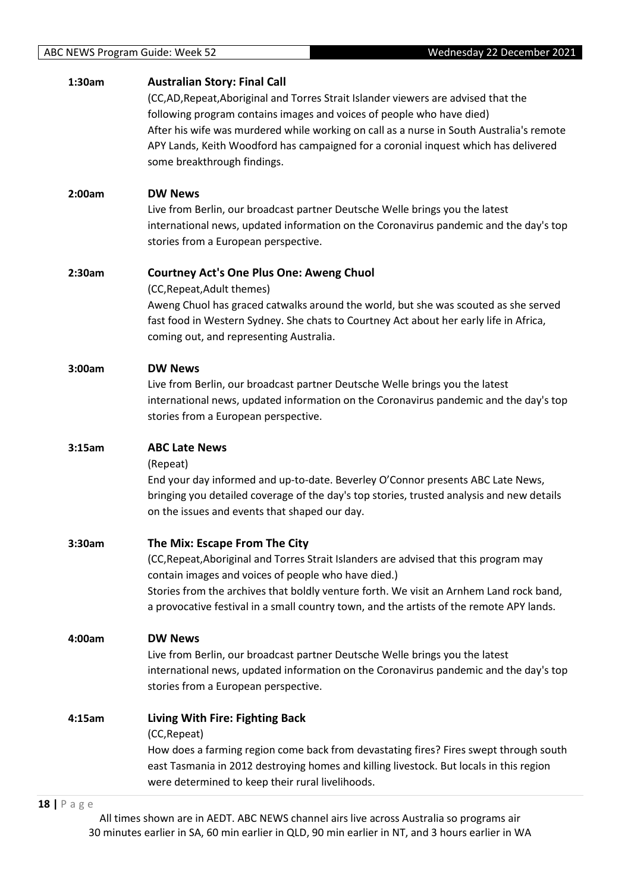**1:30am** **Australian Story: Final Call**

(CC,AD,Repeat,Aboriginal and Torres Strait Islander viewers are advised that the following program contains images and voices of people who have died)

After his wife was murdered while working on call as a nurse in South Australia's remote APY Lands, Keith Woodford has campaigned for a coronial inquest which has delivered some breakthrough findings.

**2:00am** **DW News**

Live from Berlin, our broadcast partner Deutsche Welle brings you the latest international news, updated information on the Coronavirus pandemic and the day's top stories from a European perspective.

**2:30am** **Courtney Act's One Plus One: Aweng Chuol**

(CC,Repeat,Adult themes)

Aweng Chuol has graced catwalks around the world, but she was scouted as she served fast food in Western Sydney. She chats to Courtney Act about her early life in Africa, coming out, and representing Australia.

**3:00am** **DW News**

Live from Berlin, our broadcast partner Deutsche Welle brings you the latest international news, updated information on the Coronavirus pandemic and the day's top stories from a European perspective.

**3:15am** **ABC Late News**

(Repeat)

End your day informed and up-to-date. Beverley O'Connor presents ABC Late News, bringing you detailed coverage of the day's top stories, trusted analysis and new details on the issues and events that shaped our day.

**3:30am** **The Mix: Escape From The City**

(CC,Repeat,Aboriginal and Torres Strait Islanders are advised that this program may contain images and voices of people who have died.)

Stories from the archives that boldly venture forth. We visit an Arnhem Land rock band, a provocative festival in a small country town, and the artists of the remote APY lands.

**4:00am** **DW News**

Live from Berlin, our broadcast partner Deutsche Welle brings you the latest international news, updated information on the Coronavirus pandemic and the day's top stories from a European perspective.

**4:15am** **Living With Fire: Fighting Back**

(CC,Repeat)

How does a farming region come back from devastating fires? Fires swept through south east Tasmania in 2012 destroying homes and killing livestock. But locals in this region were determined to keep their rural livelihoods.

All times shown are in AEDT. ABC NEWS channel airs live across Australia so programs air 30 minutes earlier in SA, 60 min earlier in QLD, 90 min earlier in NT, and 3 hours earlier in WA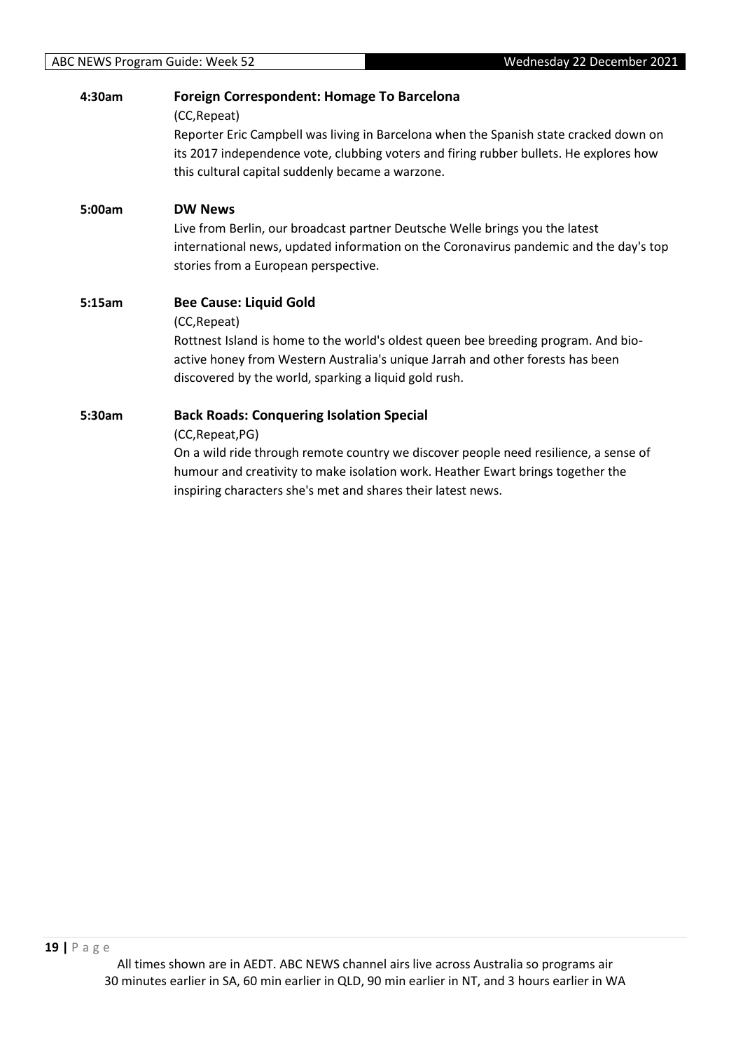**4:30am** **Foreign Correspondent: Homage To Barcelona**

(CC,Repeat)

Reporter Eric Campbell was living in Barcelona when the Spanish state cracked down on its 2017 independence vote, clubbing voters and firing rubber bullets. He explores how this cultural capital suddenly became a warzone.

**5:00am** **DW News**

Live from Berlin, our broadcast partner Deutsche Welle brings you the latest international news, updated information on the Coronavirus pandemic and the day's top stories from a European perspective.

**5:15am** **Bee Cause: Liquid Gold**

(CC,Repeat)

Rottnest Island is home to the world's oldest queen bee breeding program. And bio-active honey from Western Australia's unique Jarrah and other forests has been discovered by the world, sparking a liquid gold rush.

**5:30am** **Back Roads: Conquering Isolation Special**

(CC,Repeat,PG)

On a wild ride through remote country we discover people need resilience, a sense of humour and creativity to make isolation work. Heather Ewart brings together the inspiring characters she's met and shares their latest news.

All times shown are in AEDT. ABC NEWS channel airs live across Australia so programs air 30 minutes earlier in SA, 60 min earlier in QLD, 90 min earlier in NT, and 3 hours earlier in WA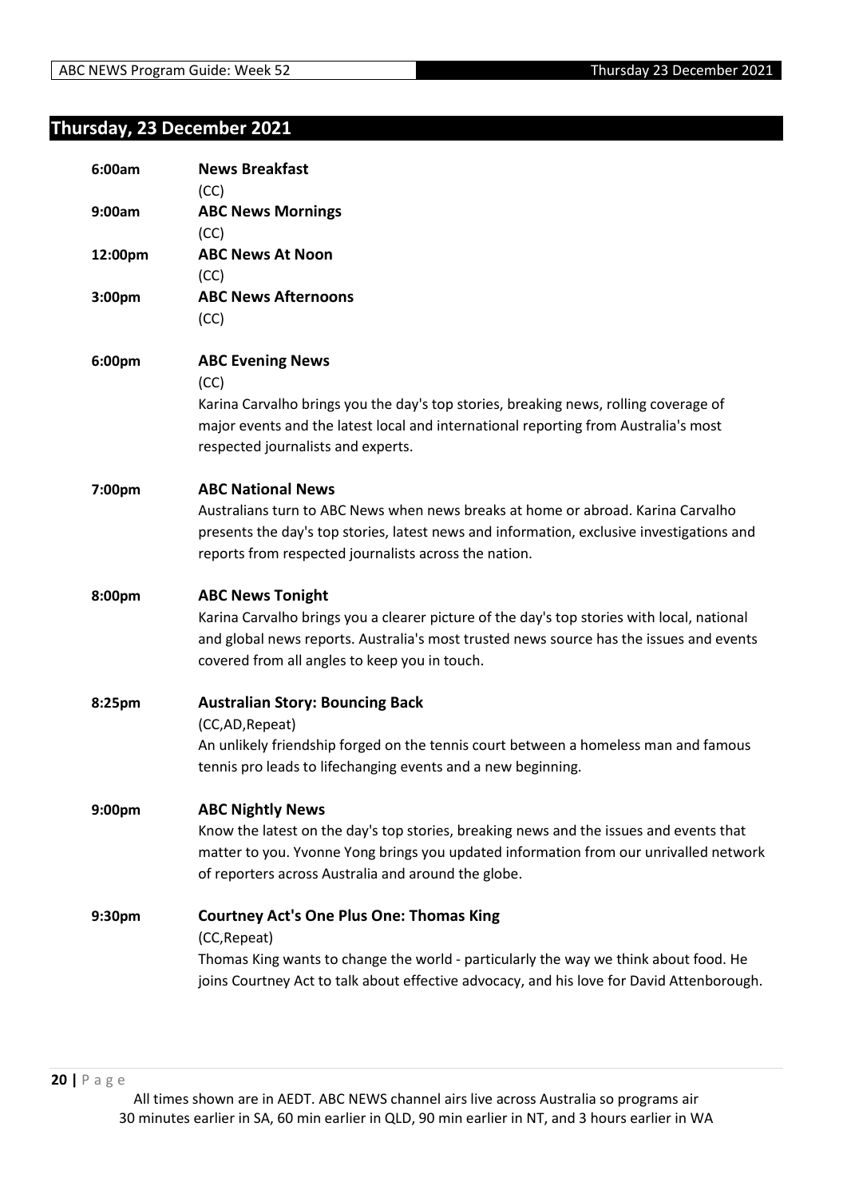## Thursday, 23 December 2021

**6:00am** **News Breakfast**
(CC)

**9:00am** **ABC News Mornings**
(CC)

**12:00pm** **ABC News At Noon**
(CC)

**3:00pm** **ABC News Afternoons**
(CC)

**6:00pm** **ABC Evening News**
(CC)
Karina Carvalho brings you the day's top stories, breaking news, rolling coverage of major events and the latest local and international reporting from Australia's most respected journalists and experts.

**7:00pm** **ABC National News**
Australians turn to ABC News when news breaks at home or abroad. Karina Carvalho presents the day's top stories, latest news and information, exclusive investigations and reports from respected journalists across the nation.

**8:00pm** **ABC News Tonight**
Karina Carvalho brings you a clearer picture of the day's top stories with local, national and global news reports. Australia's most trusted news source has the issues and events covered from all angles to keep you in touch.

**8:25pm** **Australian Story: Bouncing Back**
(CC,AD,Repeat)
An unlikely friendship forged on the tennis court between a homeless man and famous tennis pro leads to lifechanging events and a new beginning.

**9:00pm** **ABC Nightly News**
Know the latest on the day's top stories, breaking news and the issues and events that matter to you. Yvonne Yong brings you updated information from our unrivalled network of reporters across Australia and around the globe.

**9:30pm** **Courtney Act's One Plus One: Thomas King**
(CC,Repeat)
Thomas King wants to change the world - particularly the way we think about food. He joins Courtney Act to talk about effective advocacy, and his love for David Attenborough.

All times shown are in AEDT. ABC NEWS channel airs live across Australia so programs air 30 minutes earlier in SA, 60 min earlier in QLD, 90 min earlier in NT, and 3 hours earlier in WA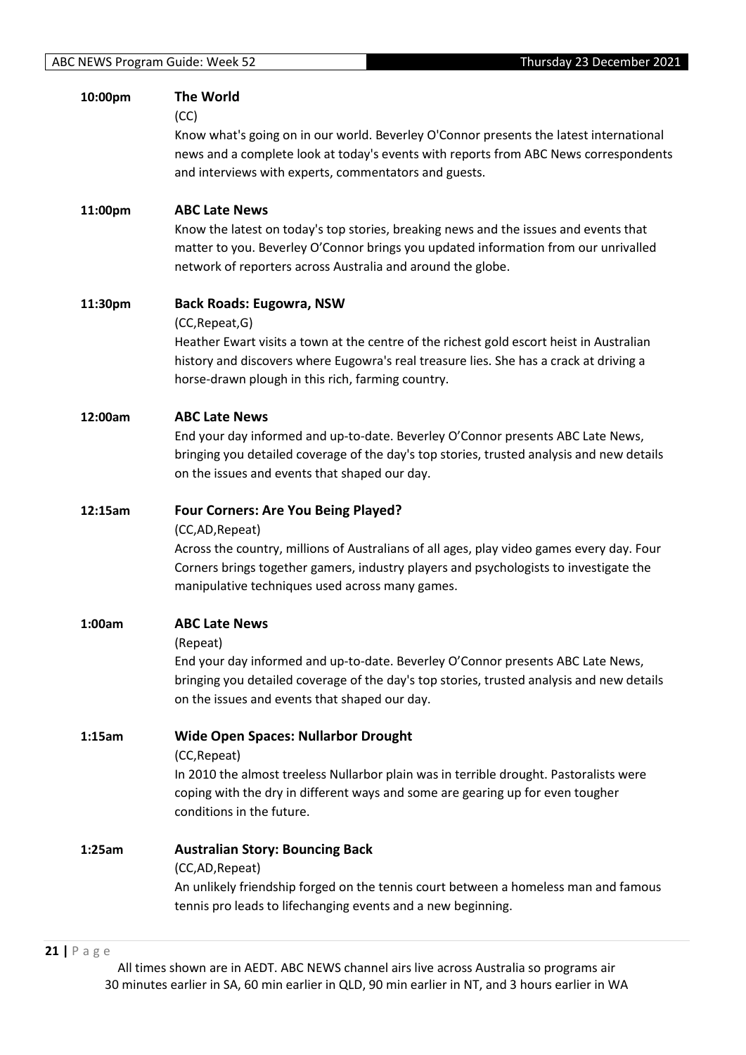**10:00pm** **The World**

(CC)

Know what's going on in our world. Beverley O'Connor presents the latest international news and a complete look at today's events with reports from ABC News correspondents and interviews with experts, commentators and guests.

**11:00pm** **ABC Late News**

Know the latest on today's top stories, breaking news and the issues and events that matter to you. Beverley O'Connor brings you updated information from our unrivalled network of reporters across Australia and around the globe.

**11:30pm** **Back Roads: Eugowra, NSW**

(CC,Repeat,G)

Heather Ewart visits a town at the centre of the richest gold escort heist in Australian history and discovers where Eugowra's real treasure lies. She has a crack at driving a horse-drawn plough in this rich, farming country.

**12:00am** **ABC Late News**

End your day informed and up-to-date. Beverley O'Connor presents ABC Late News, bringing you detailed coverage of the day's top stories, trusted analysis and new details on the issues and events that shaped our day.

**12:15am** **Four Corners: Are You Being Played?**

(CC,AD,Repeat)

Across the country, millions of Australians of all ages, play video games every day. Four Corners brings together gamers, industry players and psychologists to investigate the manipulative techniques used across many games.

**1:00am** **ABC Late News**

(Repeat)

End your day informed and up-to-date. Beverley O'Connor presents ABC Late News, bringing you detailed coverage of the day's top stories, trusted analysis and new details on the issues and events that shaped our day.

**1:15am** **Wide Open Spaces: Nullarbor Drought**

(CC,Repeat)

In 2010 the almost treeless Nullarbor plain was in terrible drought. Pastoralists were coping with the dry in different ways and some are gearing up for even tougher conditions in the future.

**1:25am** **Australian Story: Bouncing Back**

(CC,AD,Repeat)

An unlikely friendship forged on the tennis court between a homeless man and famous tennis pro leads to lifechanging events and a new beginning.

All times shown are in AEDT. ABC NEWS channel airs live across Australia so programs air 30 minutes earlier in SA, 60 min earlier in QLD, 90 min earlier in NT, and 3 hours earlier in WA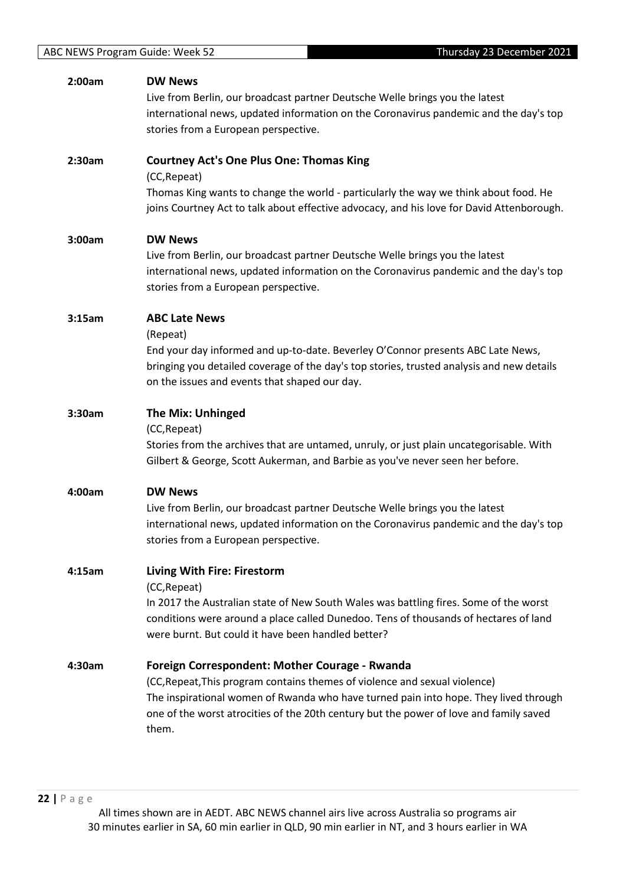**2:00am** **DW News**

Live from Berlin, our broadcast partner Deutsche Welle brings you the latest international news, updated information on the Coronavirus pandemic and the day's top stories from a European perspective.

**2:30am** **Courtney Act's One Plus One: Thomas King**

(CC,Repeat)

Thomas King wants to change the world - particularly the way we think about food. He joins Courtney Act to talk about effective advocacy, and his love for David Attenborough.

**3:00am** **DW News**

Live from Berlin, our broadcast partner Deutsche Welle brings you the latest international news, updated information on the Coronavirus pandemic and the day's top stories from a European perspective.

**3:15am** **ABC Late News**

(Repeat)

End your day informed and up-to-date. Beverley O'Connor presents ABC Late News, bringing you detailed coverage of the day's top stories, trusted analysis and new details on the issues and events that shaped our day.

**3:30am** **The Mix: Unhinged**

(CC,Repeat)

Stories from the archives that are untamed, unruly, or just plain uncategorisable. With Gilbert & George, Scott Aukerman, and Barbie as you've never seen her before.

**4:00am** **DW News**

Live from Berlin, our broadcast partner Deutsche Welle brings you the latest international news, updated information on the Coronavirus pandemic and the day's top stories from a European perspective.

**4:15am** **Living With Fire: Firestorm**

(CC,Repeat)

In 2017 the Australian state of New South Wales was battling fires. Some of the worst conditions were around a place called Dunedoo. Tens of thousands of hectares of land were burnt. But could it have been handled better?

**4:30am** **Foreign Correspondent: Mother Courage - Rwanda**

(CC,Repeat,This program contains themes of violence and sexual violence)

The inspirational women of Rwanda who have turned pain into hope. They lived through one of the worst atrocities of the 20th century but the power of love and family saved them.

All times shown are in AEDT. ABC NEWS channel airs live across Australia so programs air 30 minutes earlier in SA, 60 min earlier in QLD, 90 min earlier in NT, and 3 hours earlier in WA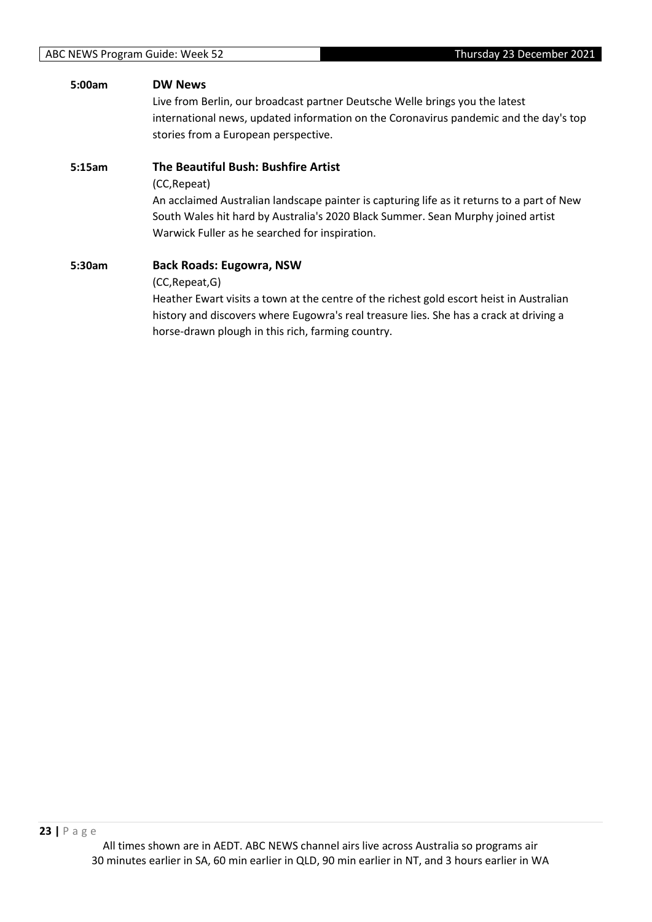**5:00am** **DW News**

Live from Berlin, our broadcast partner Deutsche Welle brings you the latest international news, updated information on the Coronavirus pandemic and the day's top stories from a European perspective.

**5:15am** **The Beautiful Bush: Bushfire Artist**

(CC,Repeat)

An acclaimed Australian landscape painter is capturing life as it returns to a part of New South Wales hit hard by Australia's 2020 Black Summer. Sean Murphy joined artist Warwick Fuller as he searched for inspiration.

**5:30am** **Back Roads: Eugowra, NSW**

(CC,Repeat,G)

Heather Ewart visits a town at the centre of the richest gold escort heist in Australian history and discovers where Eugowra's real treasure lies. She has a crack at driving a horse-drawn plough in this rich, farming country.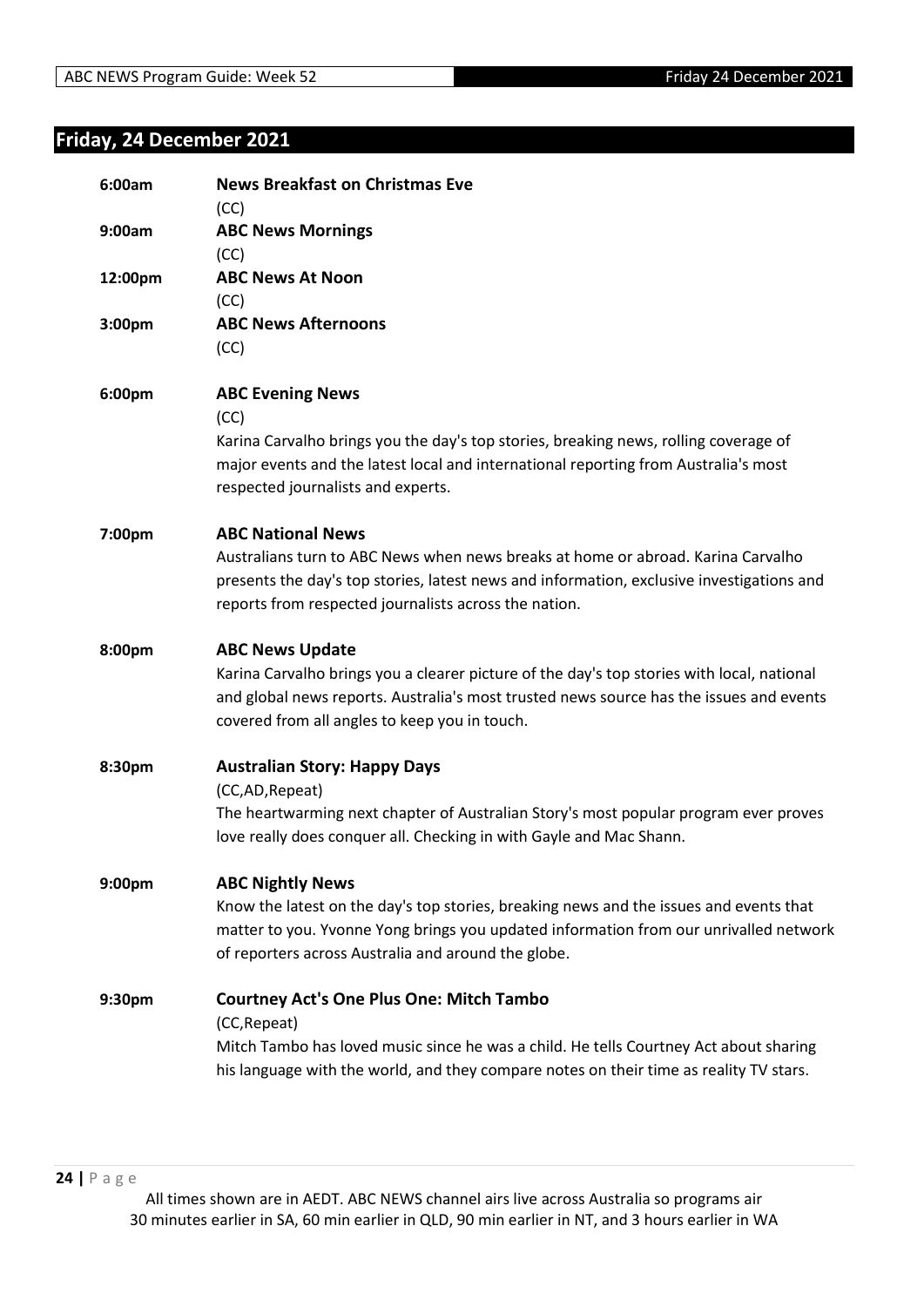## Friday, 24 December 2021

**6:00am** **News Breakfast on Christmas Eve**
(CC)

**9:00am** **ABC News Mornings**
(CC)

**12:00pm** **ABC News At Noon**
(CC)

**3:00pm** **ABC News Afternoons**
(CC)

**6:00pm** **ABC Evening News**
(CC)
Karina Carvalho brings you the day's top stories, breaking news, rolling coverage of major events and the latest local and international reporting from Australia's most respected journalists and experts.

**7:00pm** **ABC National News**
Australians turn to ABC News when news breaks at home or abroad. Karina Carvalho presents the day's top stories, latest news and information, exclusive investigations and reports from respected journalists across the nation.

**8:00pm** **ABC News Update**
Karina Carvalho brings you a clearer picture of the day's top stories with local, national and global news reports. Australia's most trusted news source has the issues and events covered from all angles to keep you in touch.

**8:30pm** **Australian Story: Happy Days**
(CC,AD,Repeat)
The heartwarming next chapter of Australian Story's most popular program ever proves love really does conquer all. Checking in with Gayle and Mac Shann.

**9:00pm** **ABC Nightly News**
Know the latest on the day's top stories, breaking news and the issues and events that matter to you. Yvonne Yong brings you updated information from our unrivalled network of reporters across Australia and around the globe.

**9:30pm** **Courtney Act's One Plus One: Mitch Tambo**
(CC,Repeat)
Mitch Tambo has loved music since he was a child. He tells Courtney Act about sharing his language with the world, and they compare notes on their time as reality TV stars.

All times shown are in AEDT. ABC NEWS channel airs live across Australia so programs air 30 minutes earlier in SA, 60 min earlier in QLD, 90 min earlier in NT, and 3 hours earlier in WA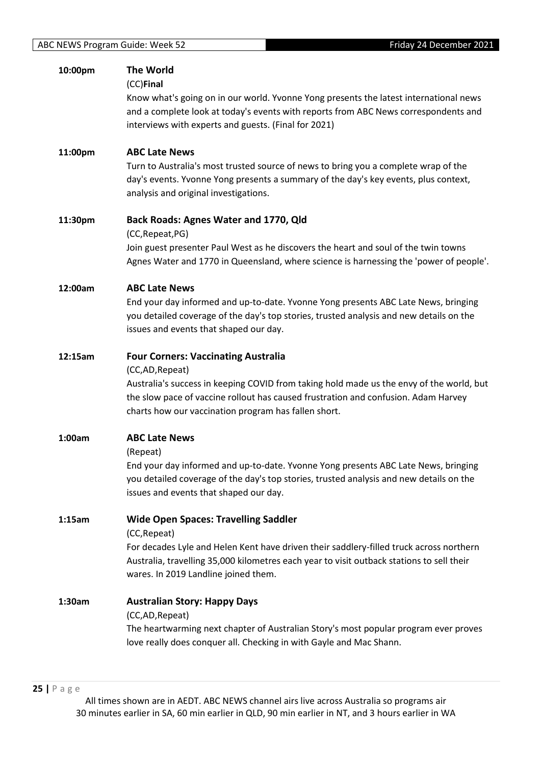**10:00pm** **The World**

(CC)**Final**

Know what's going on in our world. Yvonne Yong presents the latest international news and a complete look at today's events with reports from ABC News correspondents and interviews with experts and guests. (Final for 2021)

**11:00pm** **ABC Late News**

Turn to Australia's most trusted source of news to bring you a complete wrap of the day's events. Yvonne Yong presents a summary of the day's key events, plus context, analysis and original investigations.

**11:30pm** **Back Roads: Agnes Water and 1770, Qld**

(CC,Repeat,PG)

Join guest presenter Paul West as he discovers the heart and soul of the twin towns Agnes Water and 1770 in Queensland, where science is harnessing the 'power of people'.

**12:00am** **ABC Late News**

End your day informed and up-to-date. Yvonne Yong presents ABC Late News, bringing you detailed coverage of the day's top stories, trusted analysis and new details on the issues and events that shaped our day.

**12:15am** **Four Corners: Vaccinating Australia**

(CC,AD,Repeat)

Australia's success in keeping COVID from taking hold made us the envy of the world, but the slow pace of vaccine rollout has caused frustration and confusion. Adam Harvey charts how our vaccination program has fallen short.

**1:00am** **ABC Late News**

(Repeat)

End your day informed and up-to-date. Yvonne Yong presents ABC Late News, bringing you detailed coverage of the day's top stories, trusted analysis and new details on the issues and events that shaped our day.

**1:15am** **Wide Open Spaces: Travelling Saddler**

(CC,Repeat)

For decades Lyle and Helen Kent have driven their saddlery-filled truck across northern Australia, travelling 35,000 kilometres each year to visit outback stations to sell their wares. In 2019 Landline joined them.

**1:30am** **Australian Story: Happy Days**

(CC,AD,Repeat)

The heartwarming next chapter of Australian Story's most popular program ever proves love really does conquer all. Checking in with Gayle and Mac Shann.

All times shown are in AEDT. ABC NEWS channel airs live across Australia so programs air 30 minutes earlier in SA, 60 min earlier in QLD, 90 min earlier in NT, and 3 hours earlier in WA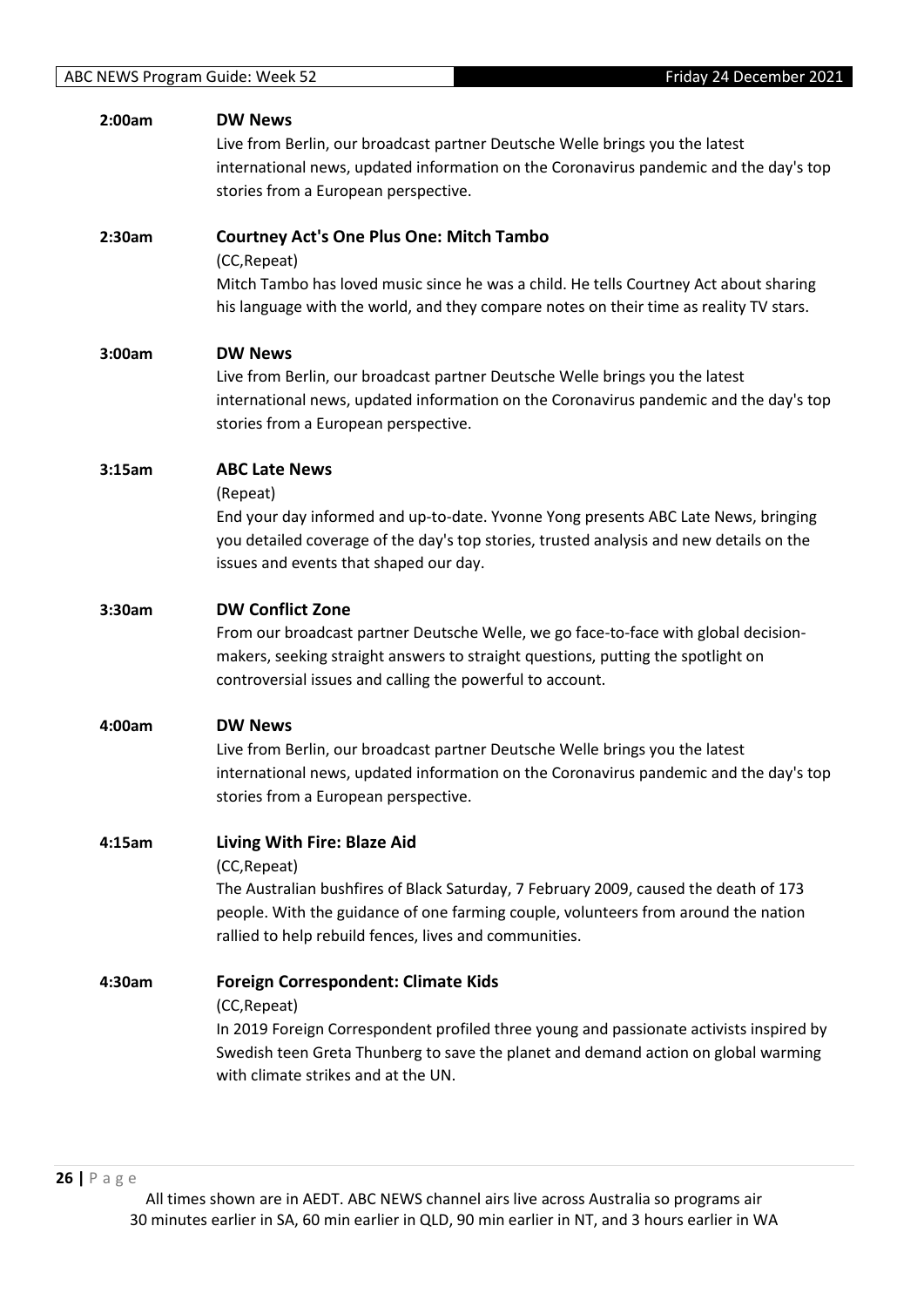**2:00am** **DW News**

Live from Berlin, our broadcast partner Deutsche Welle brings you the latest international news, updated information on the Coronavirus pandemic and the day's top stories from a European perspective.

**2:30am** **Courtney Act's One Plus One: Mitch Tambo**

(CC,Repeat)

Mitch Tambo has loved music since he was a child. He tells Courtney Act about sharing his language with the world, and they compare notes on their time as reality TV stars.

**3:00am** **DW News**

Live from Berlin, our broadcast partner Deutsche Welle brings you the latest international news, updated information on the Coronavirus pandemic and the day's top stories from a European perspective.

**3:15am** **ABC Late News**

(Repeat)

End your day informed and up-to-date. Yvonne Yong presents ABC Late News, bringing you detailed coverage of the day's top stories, trusted analysis and new details on the issues and events that shaped our day.

**3:30am** **DW Conflict Zone**

From our broadcast partner Deutsche Welle, we go face-to-face with global decision-makers, seeking straight answers to straight questions, putting the spotlight on controversial issues and calling the powerful to account.

**4:00am** **DW News**

Live from Berlin, our broadcast partner Deutsche Welle brings you the latest international news, updated information on the Coronavirus pandemic and the day's top stories from a European perspective.

**4:15am** **Living With Fire: Blaze Aid**

(CC,Repeat)

The Australian bushfires of Black Saturday, 7 February 2009, caused the death of 173 people. With the guidance of one farming couple, volunteers from around the nation rallied to help rebuild fences, lives and communities.

**4:30am** **Foreign Correspondent: Climate Kids**

(CC,Repeat)

In 2019 Foreign Correspondent profiled three young and passionate activists inspired by Swedish teen Greta Thunberg to save the planet and demand action on global warming with climate strikes and at the UN.

All times shown are in AEDT. ABC NEWS channel airs live across Australia so programs air 30 minutes earlier in SA, 60 min earlier in QLD, 90 min earlier in NT, and 3 hours earlier in WA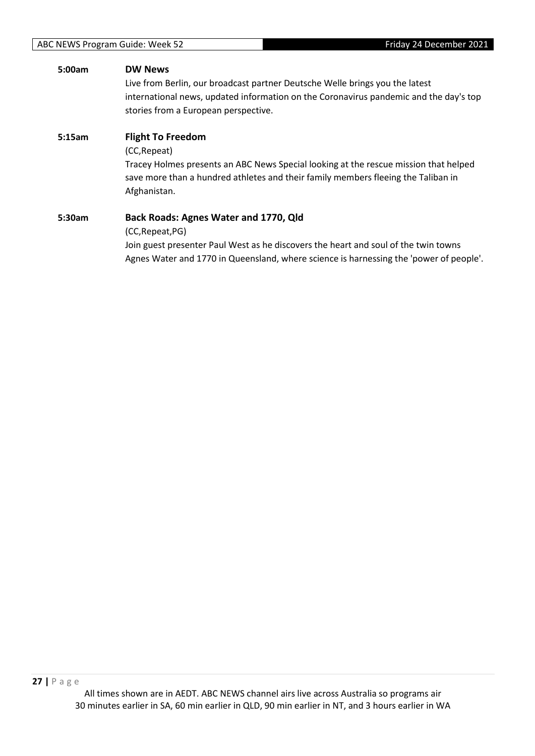**5:00am** **DW News**

Live from Berlin, our broadcast partner Deutsche Welle brings you the latest international news, updated information on the Coronavirus pandemic and the day's top stories from a European perspective.

**5:15am** **Flight To Freedom**

(CC,Repeat)

Tracey Holmes presents an ABC News Special looking at the rescue mission that helped save more than a hundred athletes and their family members fleeing the Taliban in Afghanistan.

**5:30am** **Back Roads: Agnes Water and 1770, Qld**

(CC,Repeat,PG)

Join guest presenter Paul West as he discovers the heart and soul of the twin towns Agnes Water and 1770 in Queensland, where science is harnessing the 'power of people'.

All times shown are in AEDT. ABC NEWS channel airs live across Australia so programs air 30 minutes earlier in SA, 60 min earlier in QLD, 90 min earlier in NT, and 3 hours earlier in WA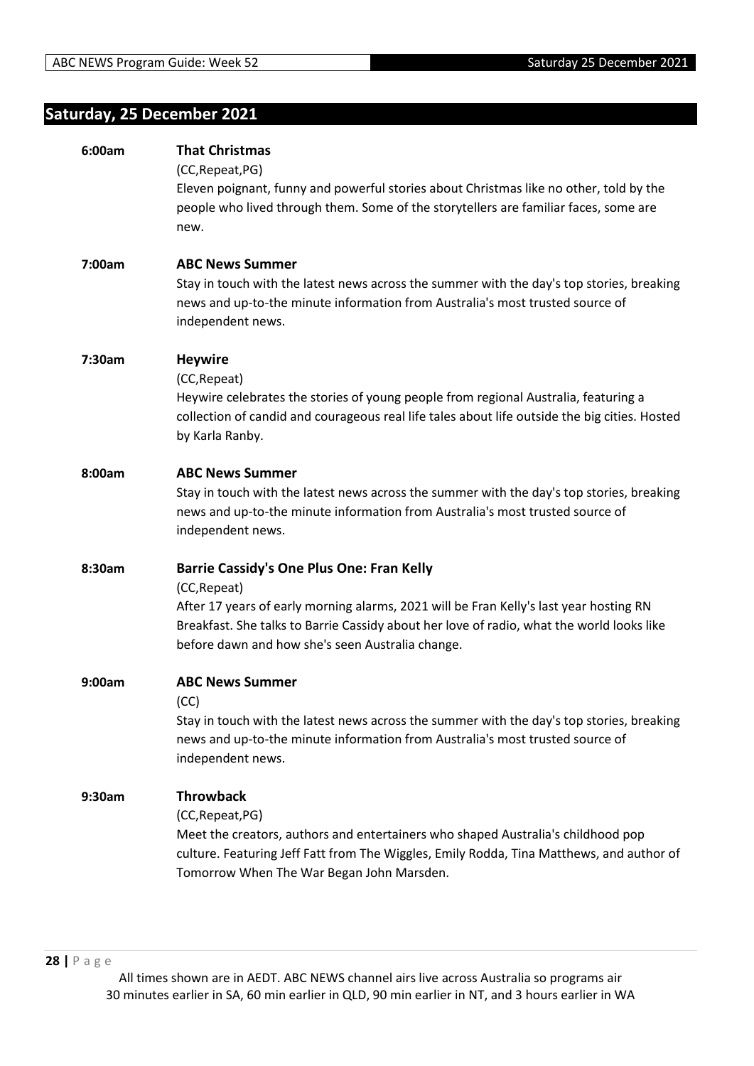## Saturday, 25 December 2021

**6:00am** **That Christmas**
(CC,Repeat,PG)
Eleven poignant, funny and powerful stories about Christmas like no other, told by the people who lived through them. Some of the storytellers are familiar faces, some are new.

**7:00am** **ABC News Summer**
Stay in touch with the latest news across the summer with the day's top stories, breaking news and up-to-the minute information from Australia's most trusted source of independent news.

**7:30am** **Heywire**
(CC,Repeat)
Heywire celebrates the stories of young people from regional Australia, featuring a collection of candid and courageous real life tales about life outside the big cities. Hosted by Karla Ranby.

**8:00am** **ABC News Summer**
Stay in touch with the latest news across the summer with the day's top stories, breaking news and up-to-the minute information from Australia's most trusted source of independent news.

**8:30am** **Barrie Cassidy's One Plus One: Fran Kelly**
(CC,Repeat)
After 17 years of early morning alarms, 2021 will be Fran Kelly's last year hosting RN Breakfast. She talks to Barrie Cassidy about her love of radio, what the world looks like before dawn and how she's seen Australia change.

**9:00am** **ABC News Summer**
(CC)
Stay in touch with the latest news across the summer with the day's top stories, breaking news and up-to-the minute information from Australia's most trusted source of independent news.

**9:30am** **Throwback**
(CC,Repeat,PG)
Meet the creators, authors and entertainers who shaped Australia's childhood pop culture. Featuring Jeff Fatt from The Wiggles, Emily Rodda, Tina Matthews, and author of Tomorrow When The War Began John Marsden.

All times shown are in AEDT. ABC NEWS channel airs live across Australia so programs air 30 minutes earlier in SA, 60 min earlier in QLD, 90 min earlier in NT, and 3 hours earlier in WA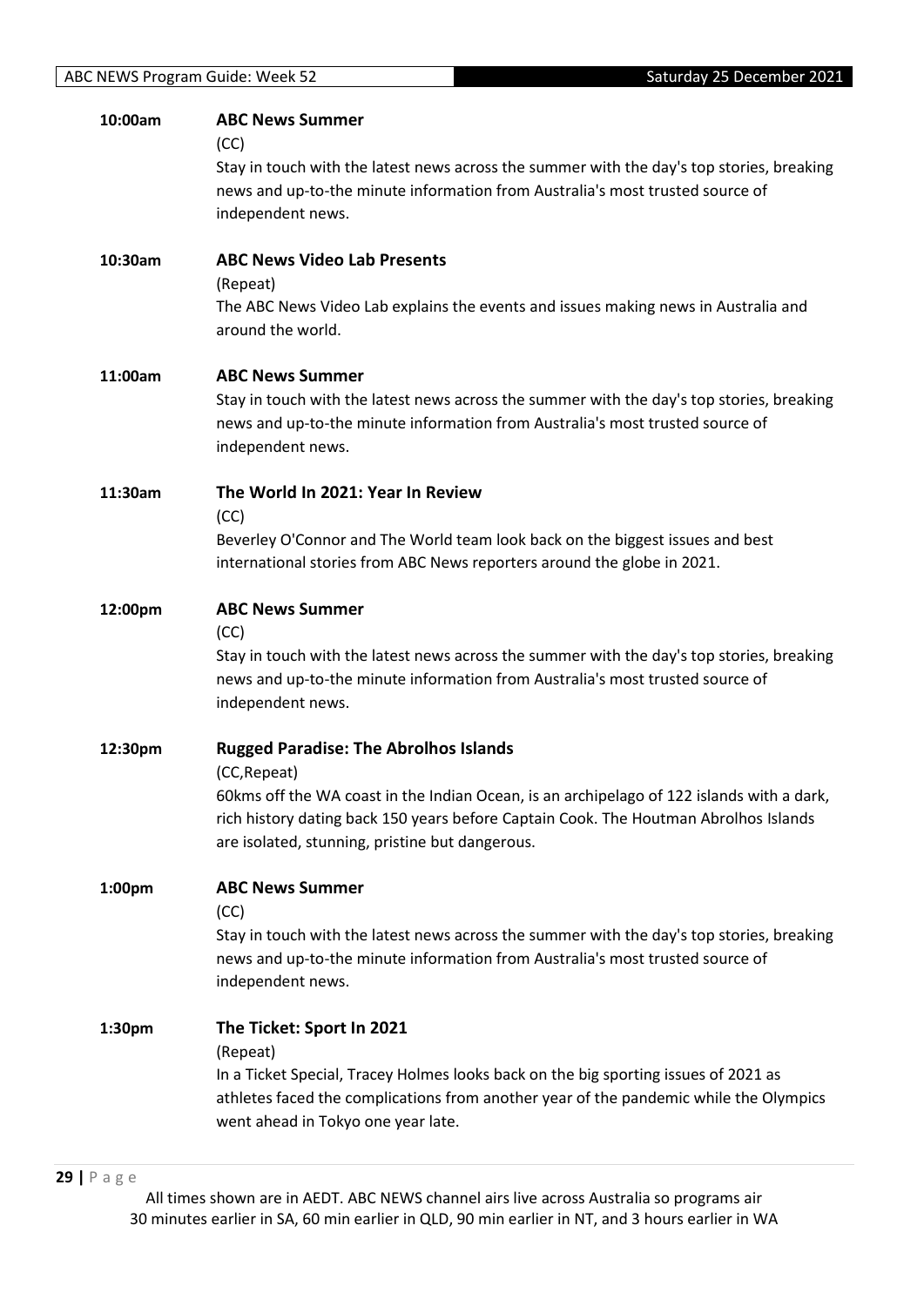**10:00am** **ABC News Summer**

(CC)

Stay in touch with the latest news across the summer with the day's top stories, breaking news and up-to-the minute information from Australia's most trusted source of independent news.

**10:30am** **ABC News Video Lab Presents**

(Repeat)

The ABC News Video Lab explains the events and issues making news in Australia and around the world.

**11:00am** **ABC News Summer**

Stay in touch with the latest news across the summer with the day's top stories, breaking news and up-to-the minute information from Australia's most trusted source of independent news.

**11:30am** **The World In 2021: Year In Review**

(CC)

Beverley O'Connor and The World team look back on the biggest issues and best international stories from ABC News reporters around the globe in 2021.

**12:00pm** **ABC News Summer**

(CC)

Stay in touch with the latest news across the summer with the day's top stories, breaking news and up-to-the minute information from Australia's most trusted source of independent news.

**12:30pm** **Rugged Paradise: The Abrolhos Islands**

(CC,Repeat)

60kms off the WA coast in the Indian Ocean, is an archipelago of 122 islands with a dark, rich history dating back 150 years before Captain Cook. The Houtman Abrolhos Islands are isolated, stunning, pristine but dangerous.

**1:00pm** **ABC News Summer**

(CC)

Stay in touch with the latest news across the summer with the day's top stories, breaking news and up-to-the minute information from Australia's most trusted source of independent news.

**1:30pm** **The Ticket: Sport In 2021**

(Repeat)

In a Ticket Special, Tracey Holmes looks back on the big sporting issues of 2021 as athletes faced the complications from another year of the pandemic while the Olympics went ahead in Tokyo one year late.

All times shown are in AEDT. ABC NEWS channel airs live across Australia so programs air 30 minutes earlier in SA, 60 min earlier in QLD, 90 min earlier in NT, and 3 hours earlier in WA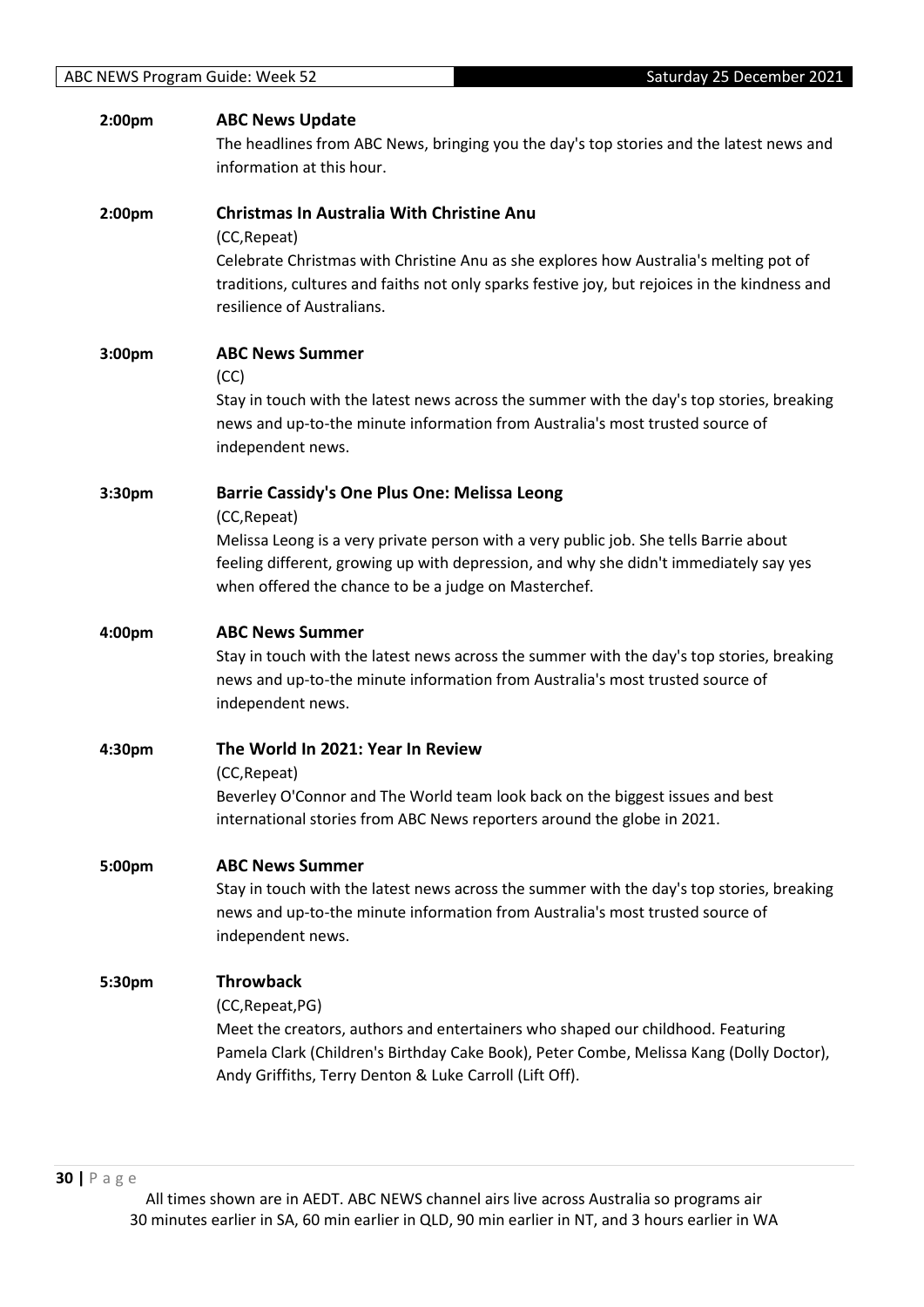**2:00pm** **ABC News Update**

The headlines from ABC News, bringing you the day's top stories and the latest news and information at this hour.

**2:00pm** **Christmas In Australia With Christine Anu**

(CC,Repeat)

Celebrate Christmas with Christine Anu as she explores how Australia's melting pot of traditions, cultures and faiths not only sparks festive joy, but rejoices in the kindness and resilience of Australians.

**3:00pm** **ABC News Summer**

(CC)

Stay in touch with the latest news across the summer with the day's top stories, breaking news and up-to-the minute information from Australia's most trusted source of independent news.

**3:30pm** **Barrie Cassidy's One Plus One: Melissa Leong**

(CC,Repeat)

Melissa Leong is a very private person with a very public job. She tells Barrie about feeling different, growing up with depression, and why she didn't immediately say yes when offered the chance to be a judge on Masterchef.

**4:00pm** **ABC News Summer**

Stay in touch with the latest news across the summer with the day's top stories, breaking news and up-to-the minute information from Australia's most trusted source of independent news.

**4:30pm** **The World In 2021: Year In Review**

(CC,Repeat)

Beverley O'Connor and The World team look back on the biggest issues and best international stories from ABC News reporters around the globe in 2021.

**5:00pm** **ABC News Summer**

Stay in touch with the latest news across the summer with the day's top stories, breaking news and up-to-the minute information from Australia's most trusted source of independent news.

**5:30pm** **Throwback**

(CC,Repeat,PG)

Meet the creators, authors and entertainers who shaped our childhood. Featuring Pamela Clark (Children's Birthday Cake Book), Peter Combe, Melissa Kang (Dolly Doctor), Andy Griffiths, Terry Denton & Luke Carroll (Lift Off).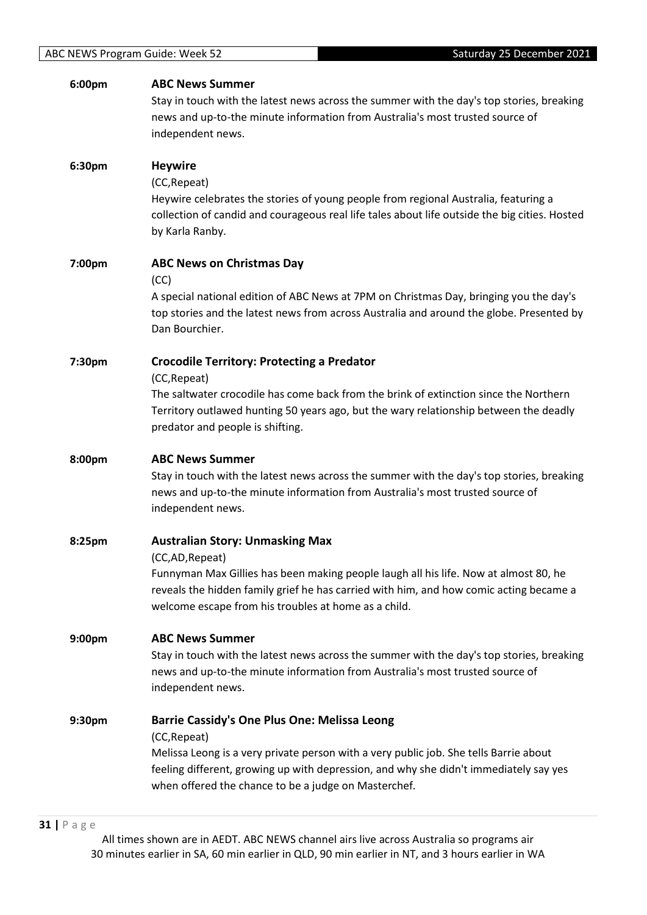**6:00pm** **ABC News Summer**

Stay in touch with the latest news across the summer with the day's top stories, breaking news and up-to-the minute information from Australia's most trusted source of independent news.

**6:30pm** **Heywire**

(CC,Repeat)

Heywire celebrates the stories of young people from regional Australia, featuring a collection of candid and courageous real life tales about life outside the big cities. Hosted by Karla Ranby.

**7:00pm** **ABC News on Christmas Day**

(CC)

A special national edition of ABC News at 7PM on Christmas Day, bringing you the day's top stories and the latest news from across Australia and around the globe. Presented by Dan Bourchier.

**7:30pm** **Crocodile Territory: Protecting a Predator**

(CC,Repeat)

The saltwater crocodile has come back from the brink of extinction since the Northern Territory outlawed hunting 50 years ago, but the wary relationship between the deadly predator and people is shifting.

**8:00pm** **ABC News Summer**

Stay in touch with the latest news across the summer with the day's top stories, breaking news and up-to-the minute information from Australia's most trusted source of independent news.

**8:25pm** **Australian Story: Unmasking Max**

(CC,AD,Repeat)

Funnyman Max Gillies has been making people laugh all his life. Now at almost 80, he reveals the hidden family grief he has carried with him, and how comic acting became a welcome escape from his troubles at home as a child.

**9:00pm** **ABC News Summer**

Stay in touch with the latest news across the summer with the day's top stories, breaking news and up-to-the minute information from Australia's most trusted source of independent news.

**9:30pm** **Barrie Cassidy's One Plus One: Melissa Leong**

(CC,Repeat)

Melissa Leong is a very private person with a very public job. She tells Barrie about feeling different, growing up with depression, and why she didn't immediately say yes when offered the chance to be a judge on Masterchef.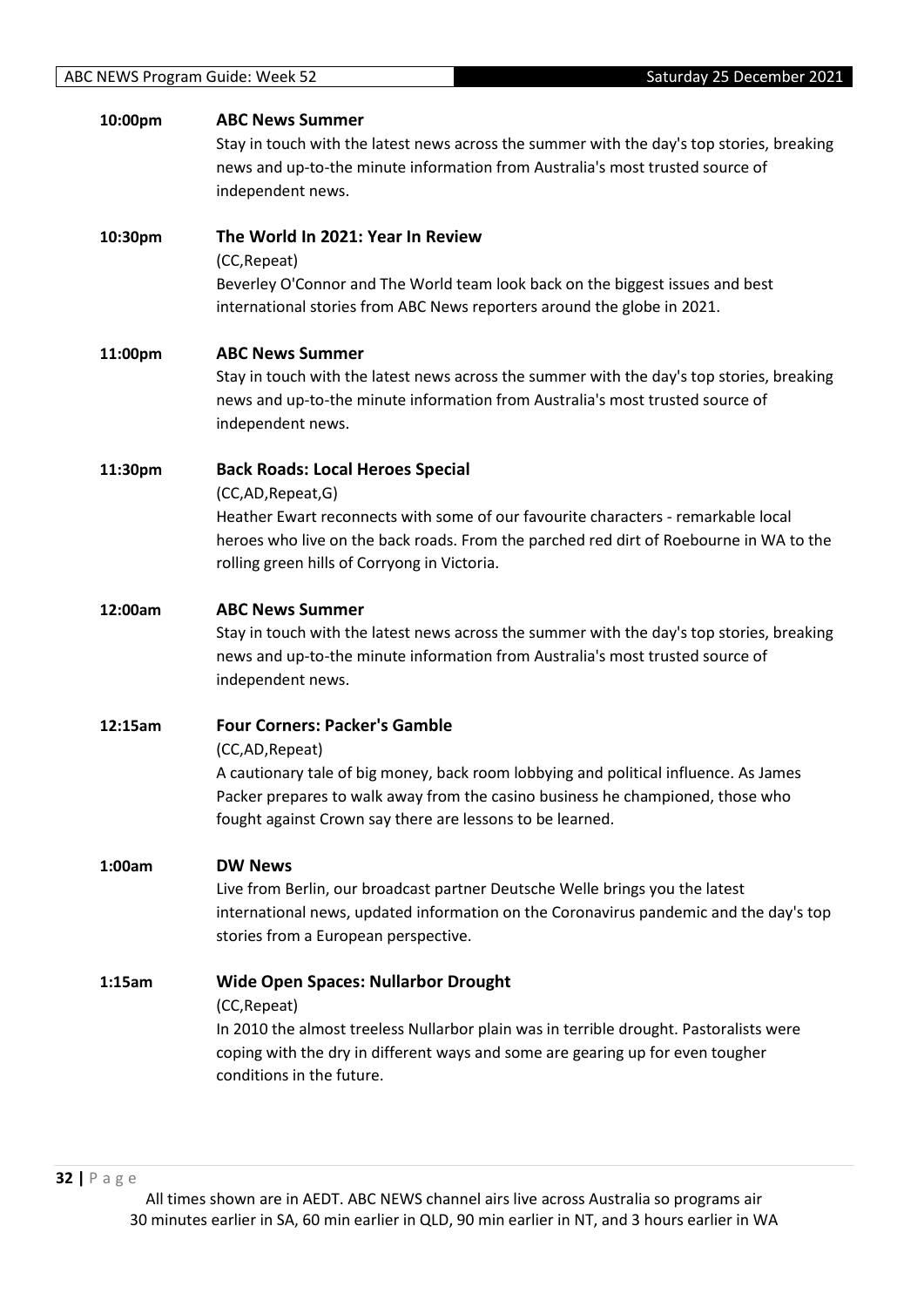**10:00pm** **ABC News Summer**

Stay in touch with the latest news across the summer with the day's top stories, breaking news and up-to-the minute information from Australia's most trusted source of independent news.

**10:30pm** **The World In 2021: Year In Review**

(CC,Repeat)

Beverley O'Connor and The World team look back on the biggest issues and best international stories from ABC News reporters around the globe in 2021.

**11:00pm** **ABC News Summer**

Stay in touch with the latest news across the summer with the day's top stories, breaking news and up-to-the minute information from Australia's most trusted source of independent news.

**11:30pm** **Back Roads: Local Heroes Special**

(CC,AD,Repeat,G)

Heather Ewart reconnects with some of our favourite characters - remarkable local heroes who live on the back roads. From the parched red dirt of Roebourne in WA to the rolling green hills of Corryong in Victoria.

**12:00am** **ABC News Summer**

Stay in touch with the latest news across the summer with the day's top stories, breaking news and up-to-the minute information from Australia's most trusted source of independent news.

**12:15am** **Four Corners: Packer's Gamble**

(CC,AD,Repeat)

A cautionary tale of big money, back room lobbying and political influence. As James Packer prepares to walk away from the casino business he championed, those who fought against Crown say there are lessons to be learned.

**1:00am** **DW News**

Live from Berlin, our broadcast partner Deutsche Welle brings you the latest international news, updated information on the Coronavirus pandemic and the day's top stories from a European perspective.

**1:15am** **Wide Open Spaces: Nullarbor Drought**

(CC,Repeat)

In 2010 the almost treeless Nullarbor plain was in terrible drought. Pastoralists were coping with the dry in different ways and some are gearing up for even tougher conditions in the future.

All times shown are in AEDT. ABC NEWS channel airs live across Australia so programs air 30 minutes earlier in SA, 60 min earlier in QLD, 90 min earlier in NT, and 3 hours earlier in WA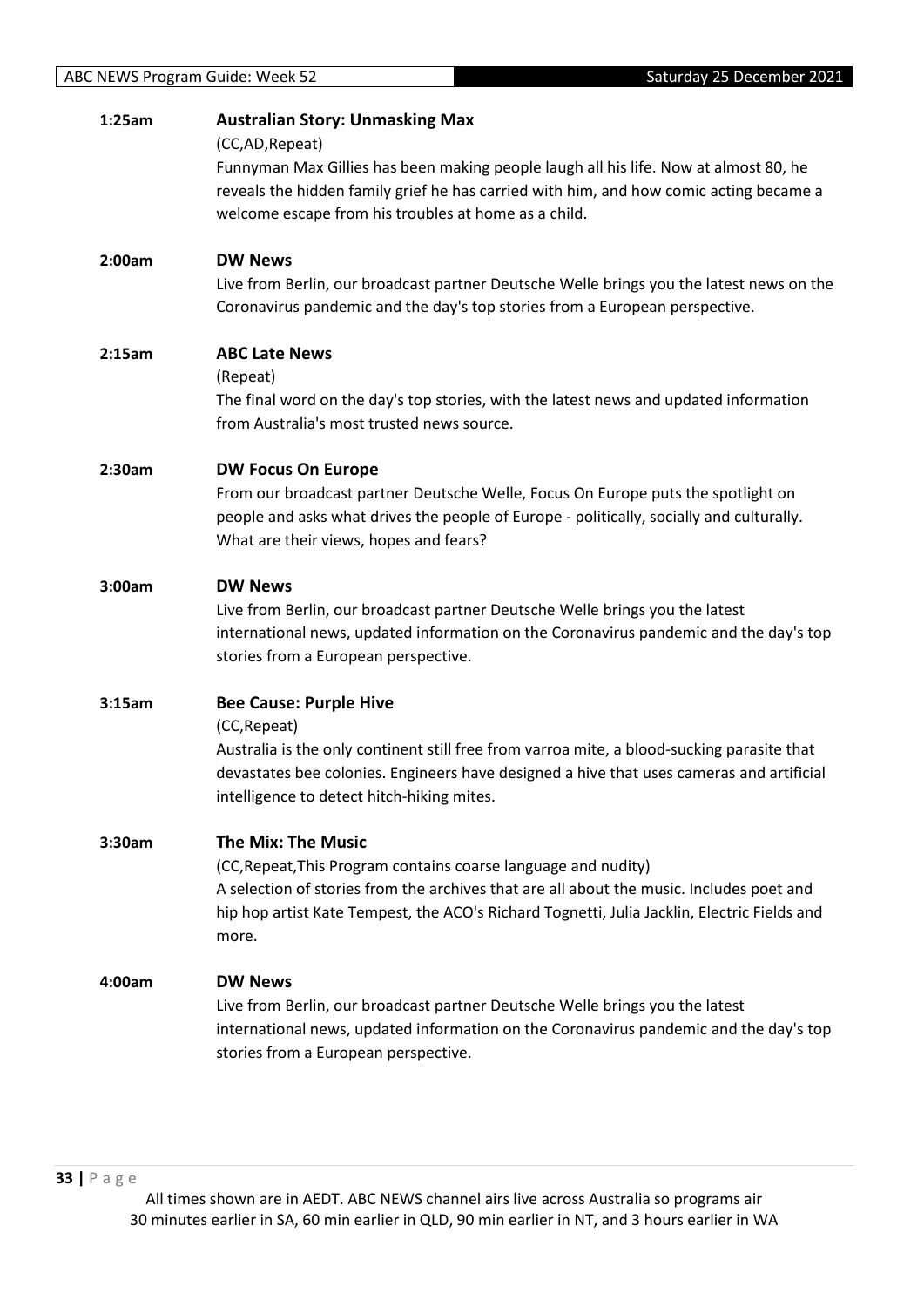**1:25am** **Australian Story: Unmasking Max**

(CC,AD,Repeat)

Funnyman Max Gillies has been making people laugh all his life. Now at almost 80, he reveals the hidden family grief he has carried with him, and how comic acting became a welcome escape from his troubles at home as a child.

**2:00am** **DW News**

Live from Berlin, our broadcast partner Deutsche Welle brings you the latest news on the Coronavirus pandemic and the day's top stories from a European perspective.

**2:15am** **ABC Late News**

(Repeat)

The final word on the day's top stories, with the latest news and updated information from Australia's most trusted news source.

**2:30am** **DW Focus On Europe**

From our broadcast partner Deutsche Welle, Focus On Europe puts the spotlight on people and asks what drives the people of Europe - politically, socially and culturally. What are their views, hopes and fears?

**3:00am** **DW News**

Live from Berlin, our broadcast partner Deutsche Welle brings you the latest international news, updated information on the Coronavirus pandemic and the day's top stories from a European perspective.

**3:15am** **Bee Cause: Purple Hive**

(CC,Repeat)

Australia is the only continent still free from varroa mite, a blood-sucking parasite that devastates bee colonies. Engineers have designed a hive that uses cameras and artificial intelligence to detect hitch-hiking mites.

**3:30am** **The Mix: The Music**

(CC,Repeat,This Program contains coarse language and nudity)

A selection of stories from the archives that are all about the music. Includes poet and hip hop artist Kate Tempest, the ACO's Richard Tognetti, Julia Jacklin, Electric Fields and more.

**4:00am** **DW News**

Live from Berlin, our broadcast partner Deutsche Welle brings you the latest international news, updated information on the Coronavirus pandemic and the day's top stories from a European perspective.

All times shown are in AEDT. ABC NEWS channel airs live across Australia so programs air 30 minutes earlier in SA, 60 min earlier in QLD, 90 min earlier in NT, and 3 hours earlier in WA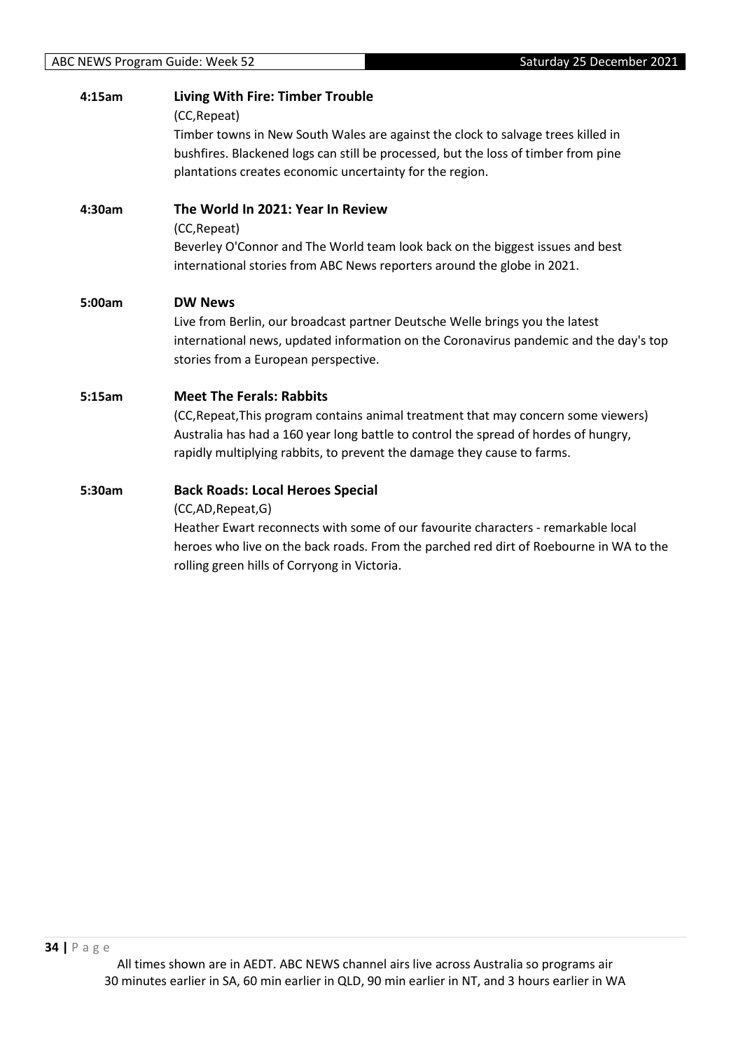**4:15am** **Living With Fire: Timber Trouble**

(CC,Repeat)

Timber towns in New South Wales are against the clock to salvage trees killed in bushfires. Blackened logs can still be processed, but the loss of timber from pine plantations creates economic uncertainty for the region.

**4:30am** **The World In 2021: Year In Review**

(CC,Repeat)

Beverley O'Connor and The World team look back on the biggest issues and best international stories from ABC News reporters around the globe in 2021.

**5:00am** **DW News**

Live from Berlin, our broadcast partner Deutsche Welle brings you the latest international news, updated information on the Coronavirus pandemic and the day's top stories from a European perspective.

**5:15am** **Meet The Ferals: Rabbits**

(CC,Repeat,This program contains animal treatment that may concern some viewers)

Australia has had a 160 year long battle to control the spread of hordes of hungry, rapidly multiplying rabbits, to prevent the damage they cause to farms.

**5:30am** **Back Roads: Local Heroes Special**

(CC,AD,Repeat,G)

Heather Ewart reconnects with some of our favourite characters - remarkable local heroes who live on the back roads. From the parched red dirt of Roebourne in WA to the rolling green hills of Corryong in Victoria.